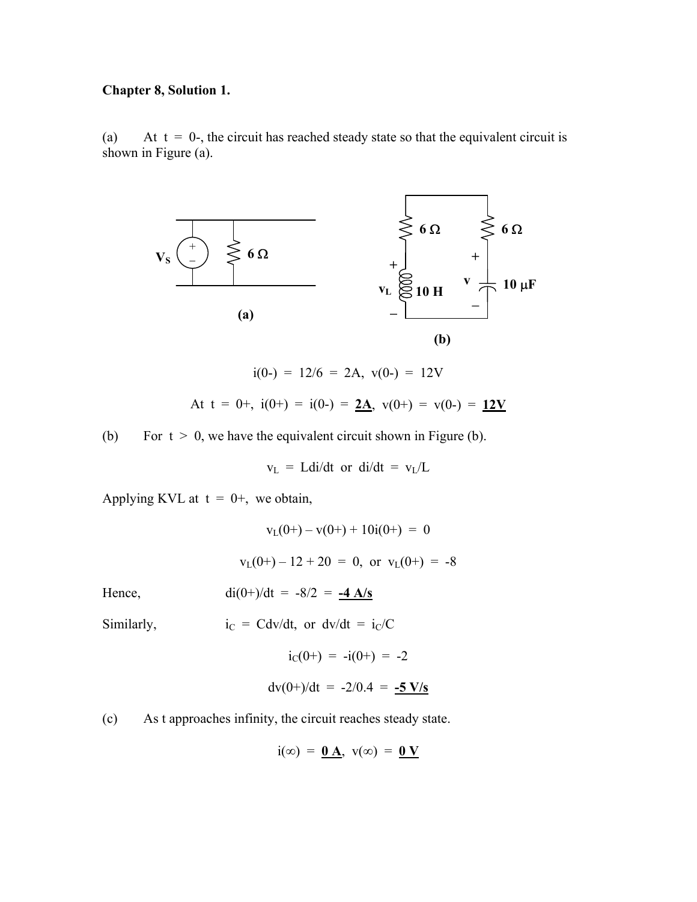**Chapter 8, Solution 1.**

(a) At $t = 0-$, the circuit has reached steady state so that the equivalent circuit is shown in Figure (a).

(a)

(b)

$$i(0-) = 12/6 = 2A, \; v(0-) = 12V$$

At $t = 0+$, $i(0+) = i(0-) = \underline{\textbf{2A}}$, $v(0+) = v(0-) = \underline{\textbf{12V}}$

(b) For $t > 0$, we have the equivalent circuit shown in Figure (b).

$$v_L = Ldi/dt \text{ or } di/dt = v_L/L$$

Applying KVL at $t = 0+$, we obtain,

$$v_L(0+) - v(0+) + 10i(0+) = 0$$

$$v_L(0+) - 12 + 20 = 0, \text{ or } v_L(0+) = -8$$

Hence, $\quad di(0+)/dt = -8/2 = \underline{\textbf{-4 A/s}}$

Similarly, $\quad i_C = Cdv/dt, \text{ or } dv/dt = i_C/C$

$$i_C(0+) = -i(0+) = -2$$

$$dv(0+)/dt = -2/0.4 = \underline{\textbf{-5 V/s}}$$

(c) As t approaches infinity, the circuit reaches steady state.

$$i(\infty) = \underline{\textbf{0 A}}, \; v(\infty) = \underline{\textbf{0 V}}$$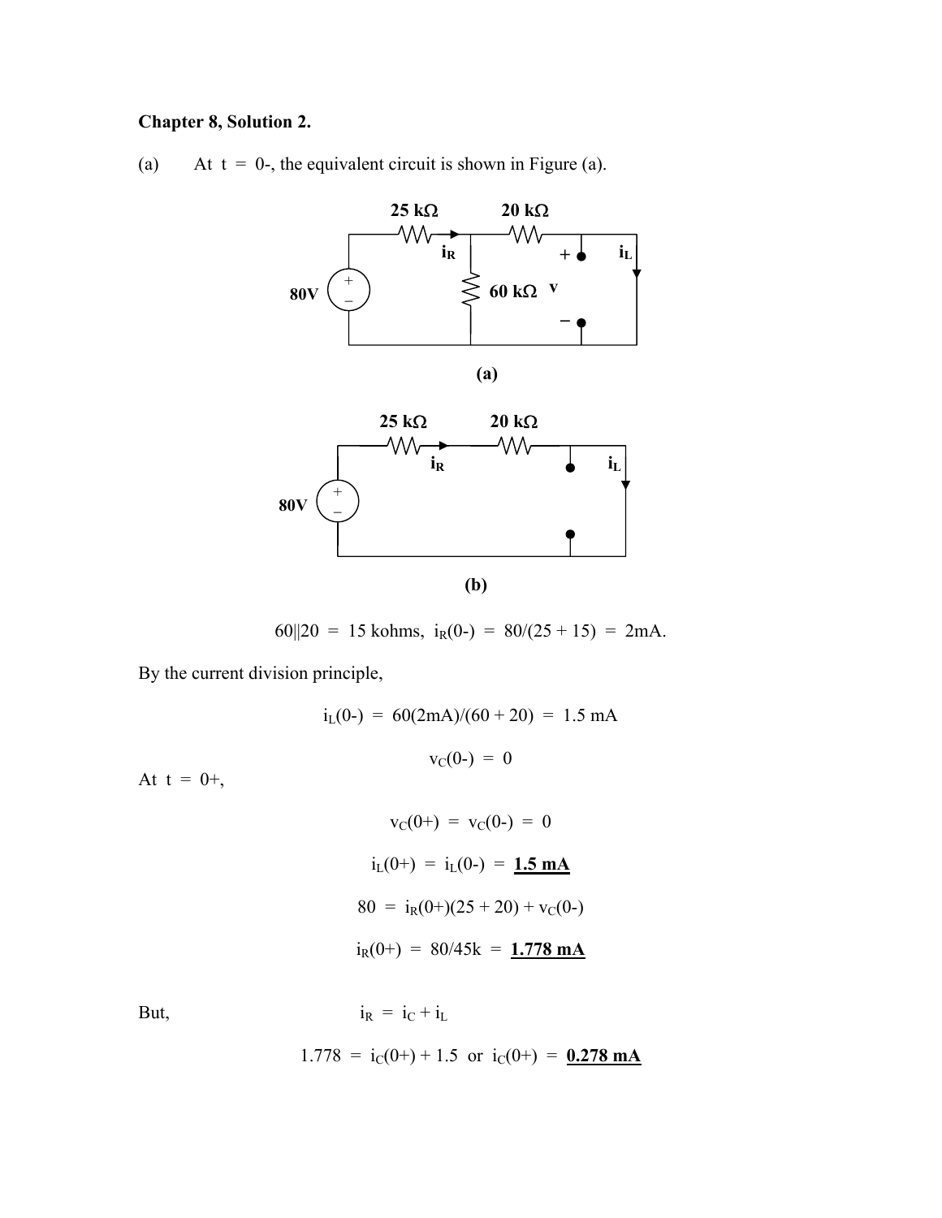**Chapter 8, Solution 2.**

(a) At $t = 0-$, the equivalent circuit is shown in Figure (a).

(a)

(b)

$$60\|20 = 15 \text{ kohms}, \ i_R(0-) = 80/(25 + 15) = 2\text{mA}.$$

By the current division principle,

$$i_L(0-) = 60(2\text{mA})/(60 + 20) = 1.5 \text{ mA}$$

$$v_C(0-) = 0$$

At $t = 0+$,

$$v_C(0+) = v_C(0-) = 0$$

$$i_L(0+) = i_L(0-) = \underline{\mathbf{1.5\ mA}}$$

$$80 = i_R(0+)(25 + 20) + v_C(0-)$$

$$i_R(0+) = 80/45\text{k} = \underline{\mathbf{1.778\ mA}}$$

But,

$$i_R = i_C + i_L$$

$$1.778 = i_C(0+) + 1.5 \ \text{ or } \ i_C(0+) = \underline{\mathbf{0.278\ mA}}$$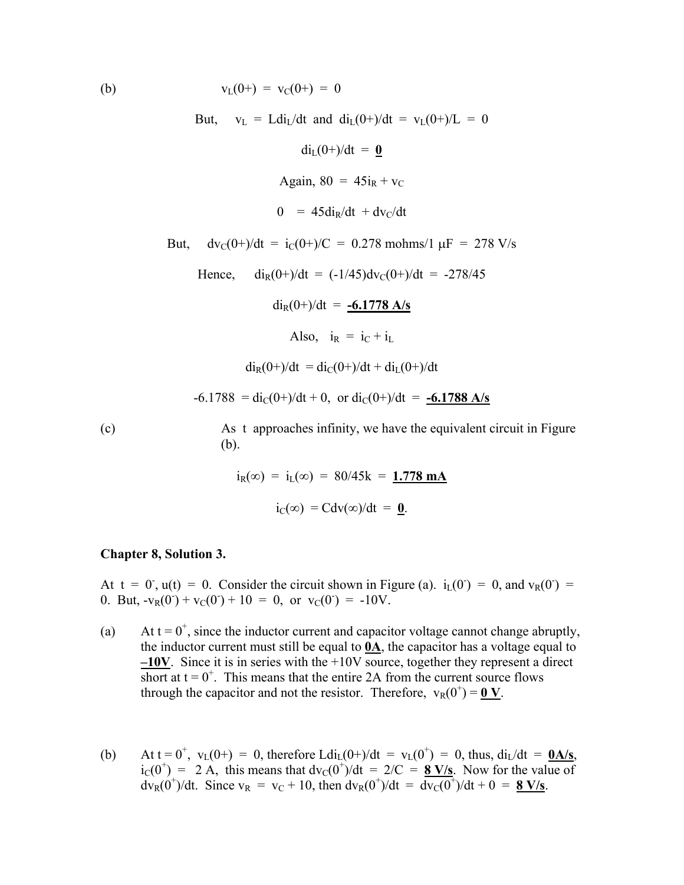(b) $v_L(0+) = v_C(0+) = 0$

But, $v_L = Ldi_L/dt$ and $di_L(0+)/dt = v_L(0+)/L = 0$

$di_L(0+)/dt = \underline{\mathbf{0}}$

Again, $80 = 45i_R + v_C$

$0 = 45di_R/dt + dv_C/dt$

But, $dv_C(0+)/dt = i_C(0+)/C = 0.278 \text{ mohms}/1\ \mu F = 278 \text{ V/s}$

Hence, $di_R(0+)/dt = (-1/45)dv_C(0+)/dt = -278/45$

$di_R(0+)/dt = \underline{\mathbf{-6.1778\ A/s}}$

Also, $i_R = i_C + i_L$

$di_R(0+)/dt = di_C(0+)/dt + di_L(0+)/dt$

$-6.1788 = di_C(0+)/dt + 0$, or $di_C(0+)/dt = \underline{\mathbf{-6.1788\ A/s}}$

(c) As t approaches infinity, we have the equivalent circuit in Figure (b).

$i_R(\infty) = i_L(\infty) = 80/45k = \underline{\mathbf{1.778\ mA}}$

$i_C(\infty) = Cdv(\infty)/dt = \underline{\mathbf{0}}$.

**Chapter 8, Solution 3.**

At $t = 0^-$, $u(t) = 0$. Consider the circuit shown in Figure (a). $i_L(0^-) = 0$, and $v_R(0^-) = 0$. But, $-v_R(0^-) + v_C(0^-) + 10 = 0$, or $v_C(0^-) = -10V$.

(a) At $t = 0^+$, since the inductor current and capacitor voltage cannot change abruptly, the inductor current must still be equal to **0A**, the capacitor has a voltage equal to **–10V**. Since it is in series with the +10V source, together they represent a direct short at $t = 0^+$. This means that the entire 2A from the current source flows through the capacitor and not the resistor. Therefore, $v_R(0^+) = \underline{\mathbf{0\ V}}$.

(b) At $t = 0^+$, $v_L(0+) = 0$, therefore $Ldi_L(0+)/dt = v_L(0^+) = 0$, thus, $di_L/dt = \underline{\mathbf{0A/s}}$, $i_C(0^+) = 2$ A, this means that $dv_C(0^+)/dt = 2/C = \underline{\mathbf{8\ V/s}}$. Now for the value of $dv_R(0^+)/dt$. Since $v_R = v_C + 10$, then $dv_R(0^+)/dt = dv_C(0^+)/dt + 0 = \underline{\mathbf{8\ V/s}}$.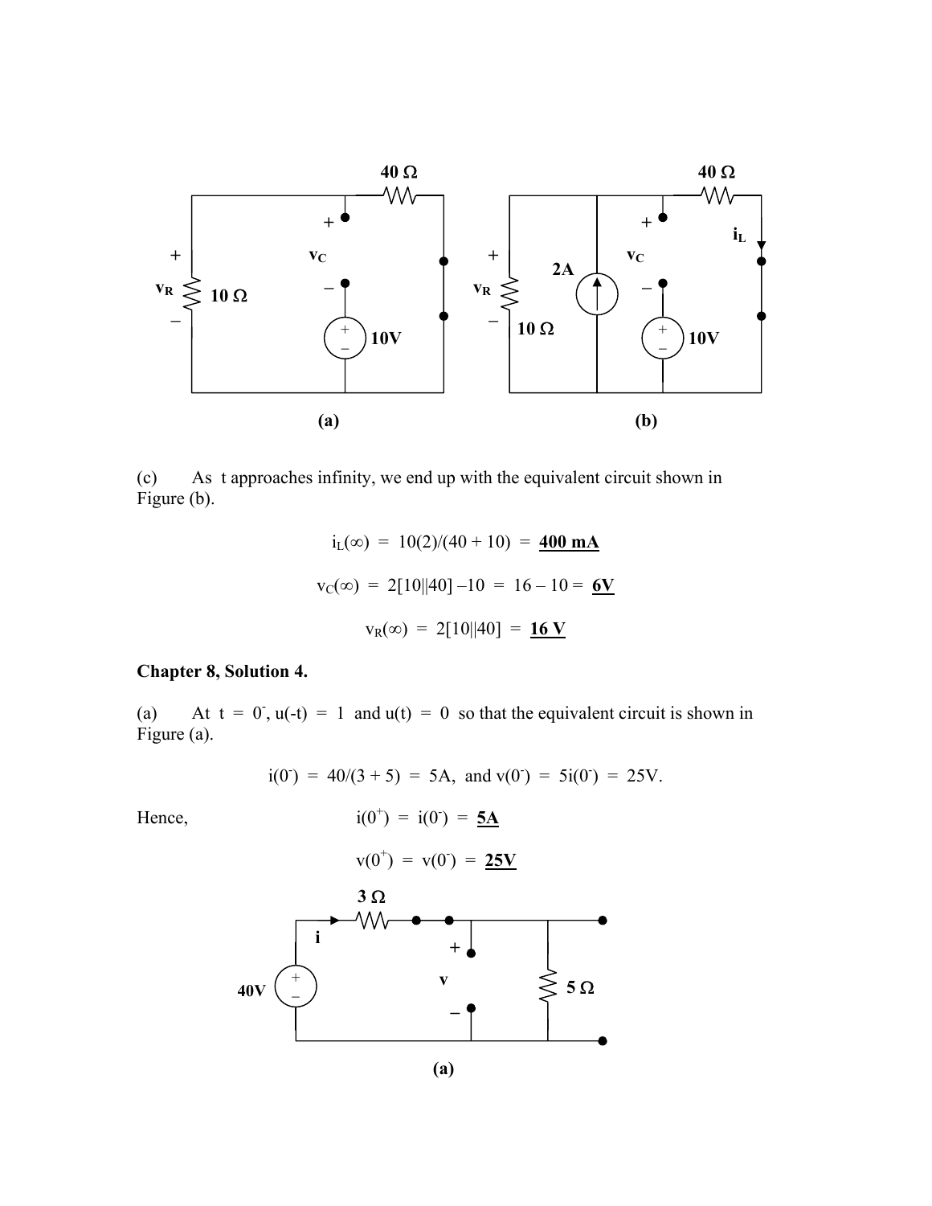(a)

(b)

(c) As t approaches infinity, we end up with the equivalent circuit shown in Figure (b).

$$i_L(\infty) = 10(2)/(40 + 10) = \underline{\mathbf{400\ mA}}$$

$$v_C(\infty) = 2[10||40] - 10 = 16 - 10 = \underline{\mathbf{6V}}$$

$$v_R(\infty) = 2[10||40] = \underline{\mathbf{16\ V}}$$

**Chapter 8, Solution 4.**

(a) At $t = 0^-$, $u(-t) = 1$ and $u(t) = 0$ so that the equivalent circuit is shown in Figure (a).

$$i(0^-) = 40/(3 + 5) = 5\text{A}, \text{ and } v(0^-) = 5i(0^-) = 25\text{V}.$$

Hence,

$$i(0^+) = i(0^-) = \underline{\mathbf{5A}}$$

$$v(0^+) = v(0^-) = \underline{\mathbf{25V}}$$

(a)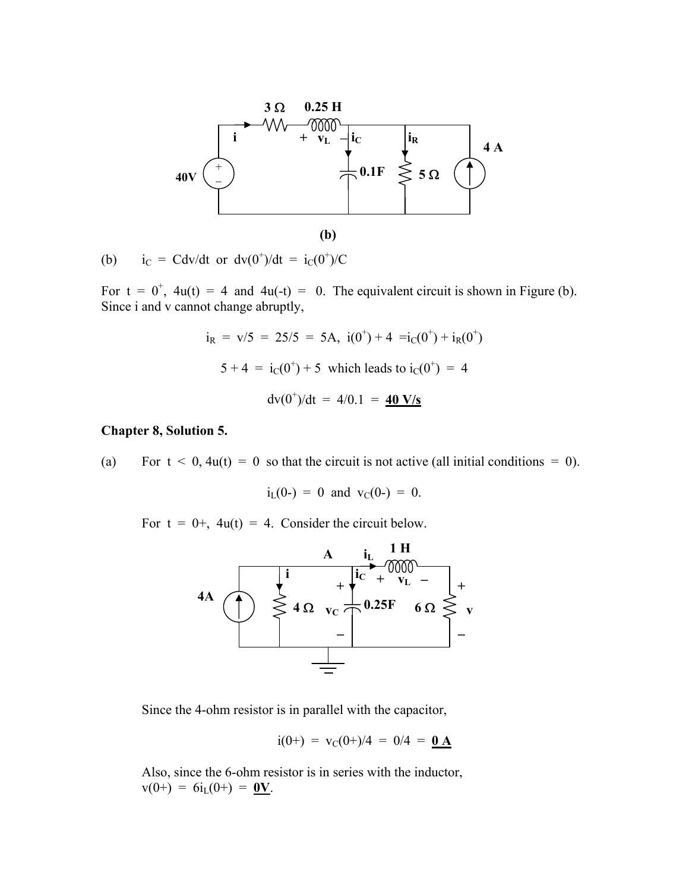(b)

(b) $i_C = Cdv/dt$ or $dv(0^+)/dt = i_C(0^+)/C$

For $t = 0^+$, $4u(t) = 4$ and $4u(-t) = 0$. The equivalent circuit is shown in Figure (b). Since i and v cannot change abruptly,

$$i_R = v/5 = 25/5 = 5A, \; i(0^+) + 4 = i_C(0^+) + i_R(0^+)$$

$$5 + 4 = i_C(0^+) + 5 \text{ which leads to } i_C(0^+) = 4$$

$$dv(0^+)/dt = 4/0.1 = \underline{\mathbf{40\ V/s}}$$

**Chapter 8, Solution 5.**

(a) For $t < 0$, $4u(t) = 0$ so that the circuit is not active (all initial conditions = 0).

$$i_L(0-) = 0 \text{ and } v_C(0-) = 0.$$

For $t = 0+$, $4u(t) = 4$. Consider the circuit below.

Since the 4-ohm resistor is in parallel with the capacitor,

$$i(0+) = v_C(0+)/4 = 0/4 = \underline{\mathbf{0\ A}}$$

Also, since the 6-ohm resistor is in series with the inductor,
$v(0+) = 6i_L(0+) = \underline{\mathbf{0V}}$.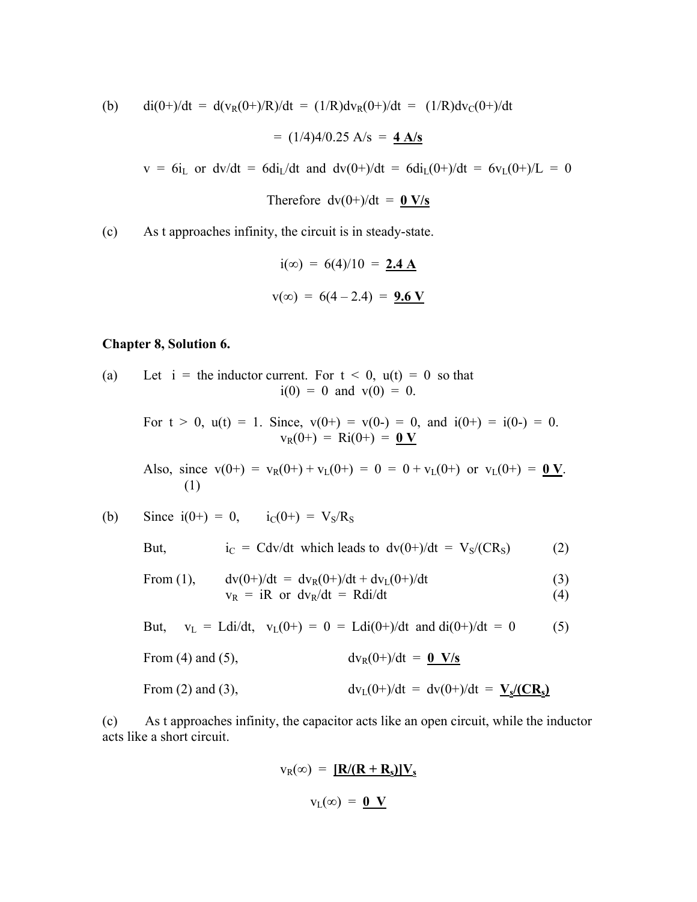(b) $di(0+)/dt = d(v_R(0+)/R)/dt = (1/R)dv_R(0+)/dt = (1/R)dv_C(0+)/dt$

$$= (1/4)4/0.25 \text{ A/s} = \underline{\mathbf{4\ A/s}}$$

$v = 6i_L$ or $dv/dt = 6di_L/dt$ and $dv(0+)/dt = 6di_L(0+)/dt = 6v_L(0+)/L = 0$

$$\text{Therefore } dv(0+)/dt = \underline{\mathbf{0\ V/s}}$$

(c) As t approaches infinity, the circuit is in steady-state.

$$i(\infty) = 6(4)/10 = \underline{\mathbf{2.4\ A}}$$

$$v(\infty) = 6(4 - 2.4) = \underline{\mathbf{9.6\ V}}$$

**Chapter 8, Solution 6.**

(a) Let $i$ = the inductor current. For $t < 0$, $u(t) = 0$ so that

$$i(0) = 0 \text{ and } v(0) = 0.$$

For $t > 0$, $u(t) = 1$. Since, $v(0+) = v(0-) = 0$, and $i(0+) = i(0-) = 0$.

$$v_R(0+) = Ri(0+) = \underline{\mathbf{0\ V}}$$

Also, since $v(0+) = v_R(0+) + v_L(0+) = 0 = 0 + v_L(0+)$ or $v_L(0+) = \underline{\mathbf{0\ V}}$. (1)

(b) Since $i(0+) = 0$, $\quad i_C(0+) = V_S/R_S$

But, $\quad i_C = Cdv/dt$ which leads to $dv(0+)/dt = V_S/(CR_S)$ (2)

From (1), $\quad dv(0+)/dt = dv_R(0+)/dt + dv_L(0+)/dt$ (3)

$v_R = iR$ or $dv_R/dt = Rdi/dt$ (4)

But, $\quad v_L = Ldi/dt$, $v_L(0+) = 0 = Ldi(0+)/dt$ and $di(0+)/dt = 0$ (5)

From (4) and (5), $\quad dv_R(0+)/dt = \underline{\mathbf{0\ V/s}}$

From (2) and (3), $\quad dv_L(0+)/dt = dv(0+)/dt = \underline{\mathbf{V_s/(CR_s)}}$

(c) As t approaches infinity, the capacitor acts like an open circuit, while the inductor acts like a short circuit.

$$v_R(\infty) = \underline{\mathbf{[R/(R + R_s)]V_s}}$$

$$v_L(\infty) = \underline{\mathbf{0\ V}}$$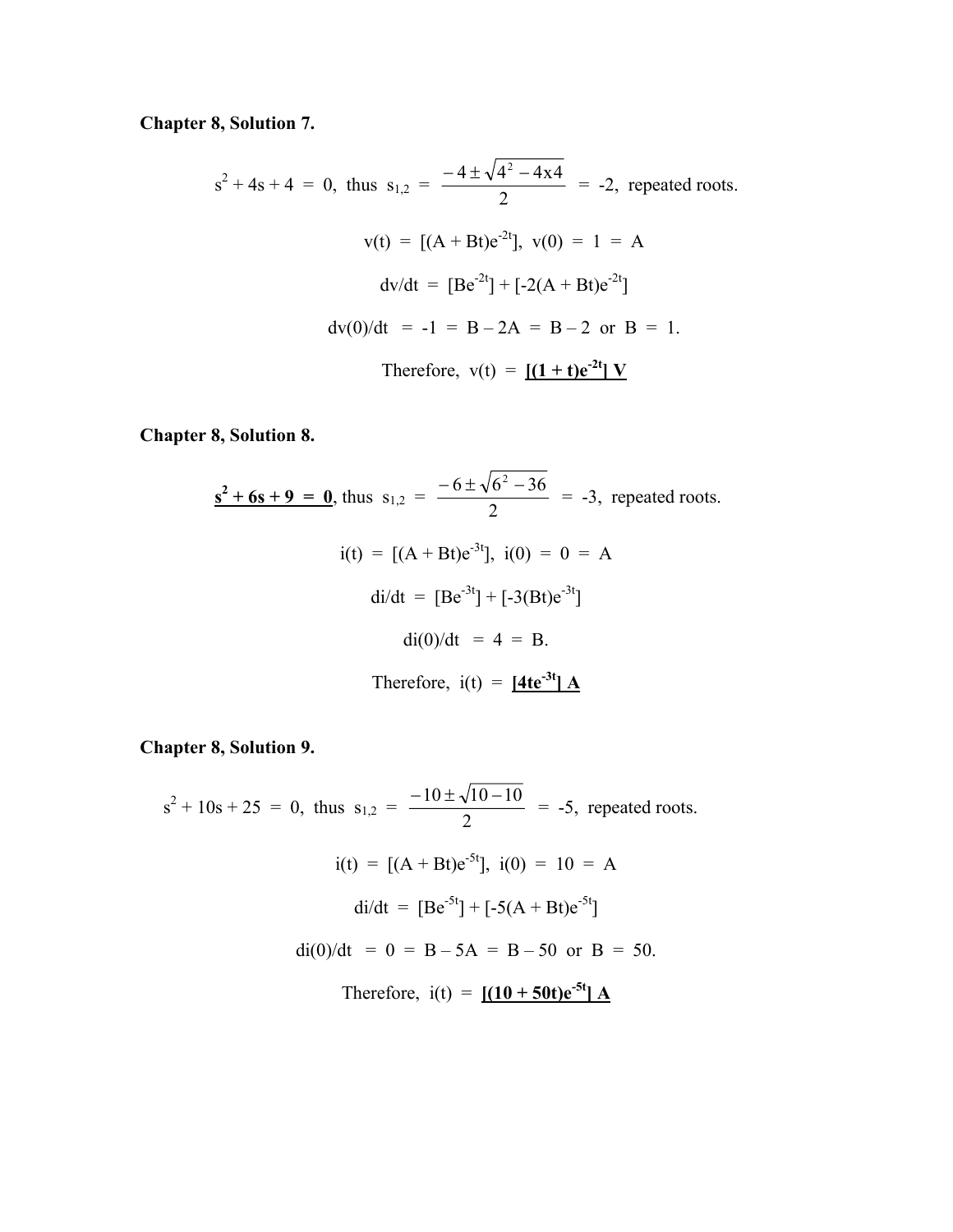**Chapter 8, Solution 7.**

$s^2 + 4s + 4 = 0$, thus $s_{1,2} = \dfrac{-4 \pm \sqrt{4^2 - 4x4}}{2} = -2$, repeated roots.

$$v(t) = [(A + Bt)e^{-2t}], \; v(0) = 1 = A$$

$$dv/dt = [Be^{-2t}] + [-2(A + Bt)e^{-2t}]$$

$$dv(0)/dt = -1 = B - 2A = B - 2 \text{ or } B = 1.$$

Therefore, $v(t) = \underline{\mathbf{[(1 + t)e^{-2t}] \; V}}$

**Chapter 8, Solution 8.**

$\underline{\mathbf{s^2 + 6s + 9 = 0}}$, thus $s_{1,2} = \dfrac{-6 \pm \sqrt{6^2 - 36}}{2} = -3$, repeated roots.

$$i(t) = [(A + Bt)e^{-3t}], \; i(0) = 0 = A$$

$$di/dt = [Be^{-3t}] + [-3(Bt)e^{-3t}]$$

$$di(0)/dt = 4 = B.$$

Therefore, $i(t) = \underline{\mathbf{[4te^{-3t}] \; A}}$

**Chapter 8, Solution 9.**

$s^2 + 10s + 25 = 0$, thus $s_{1,2} = \dfrac{-10 \pm \sqrt{10 - 10}}{2} = -5$, repeated roots.

$$i(t) = [(A + Bt)e^{-5t}], \; i(0) = 10 = A$$

$$di/dt = [Be^{-5t}] + [-5(A + Bt)e^{-5t}]$$

$$di(0)/dt = 0 = B - 5A = B - 50 \text{ or } B = 50.$$

Therefore, $i(t) = \underline{\mathbf{[(10 + 50t)e^{-5t}] \; A}}$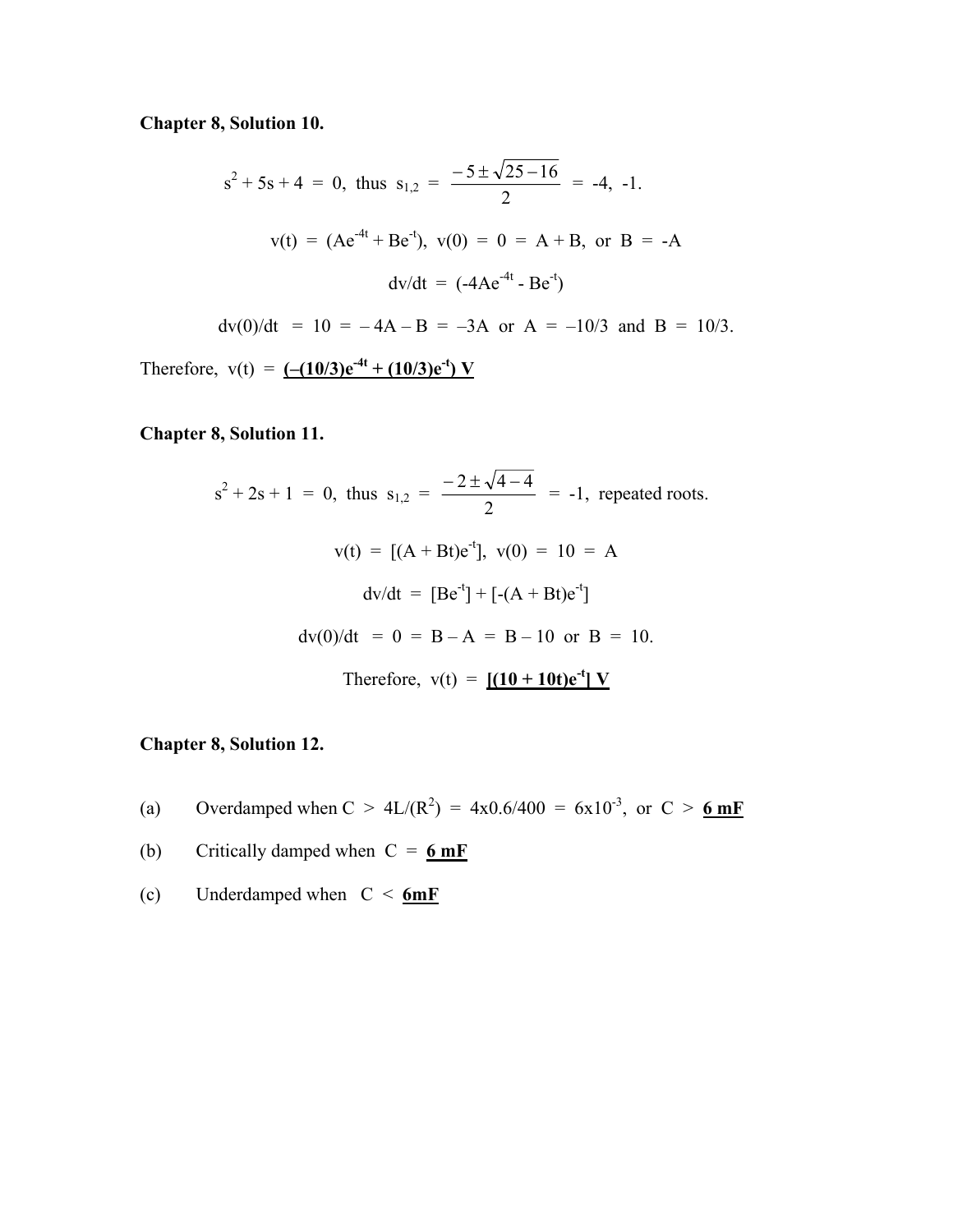**Chapter 8, Solution 10.**

$$s^2 + 5s + 4 = 0, \text{ thus } s_{1,2} = \frac{-5 \pm \sqrt{25-16}}{2} = -4, -1.$$

$$v(t) = (Ae^{-4t} + Be^{-t}), \; v(0) = 0 = A + B, \text{ or } B = -A$$

$$dv/dt = (-4Ae^{-4t} - Be^{-t})$$

$$dv(0)/dt = 10 = -4A - B = -3A \text{ or } A = -10/3 \text{ and } B = 10/3.$$

Therefore, $v(t) =$ <u>**$(-(10/3)e^{-4t} + (10/3)e^{-t})$ V**</u>

**Chapter 8, Solution 11.**

$$s^2 + 2s + 1 = 0, \text{ thus } s_{1,2} = \frac{-2 \pm \sqrt{4-4}}{2} = -1, \text{ repeated roots.}$$

$$v(t) = [(A + Bt)e^{-t}], \; v(0) = 10 = A$$

$$dv/dt = [Be^{-t}] + [-(A + Bt)e^{-t}]$$

$$dv(0)/dt = 0 = B - A = B - 10 \text{ or } B = 10.$$

Therefore, $v(t) =$ <u>**$[(10 + 10t)e^{-t}]$ V**</u>

**Chapter 8, Solution 12.**

(a) Overdamped when $C > 4L/(R^2) = 4\text{x}0.6/400 = 6\text{x}10^{-3}$, or $C >$ <u>**6 mF**</u>

(b) Critically damped when $C =$ <u>**6 mF**</u>

(c) Underdamped when $C <$ <u>**6mF**</u>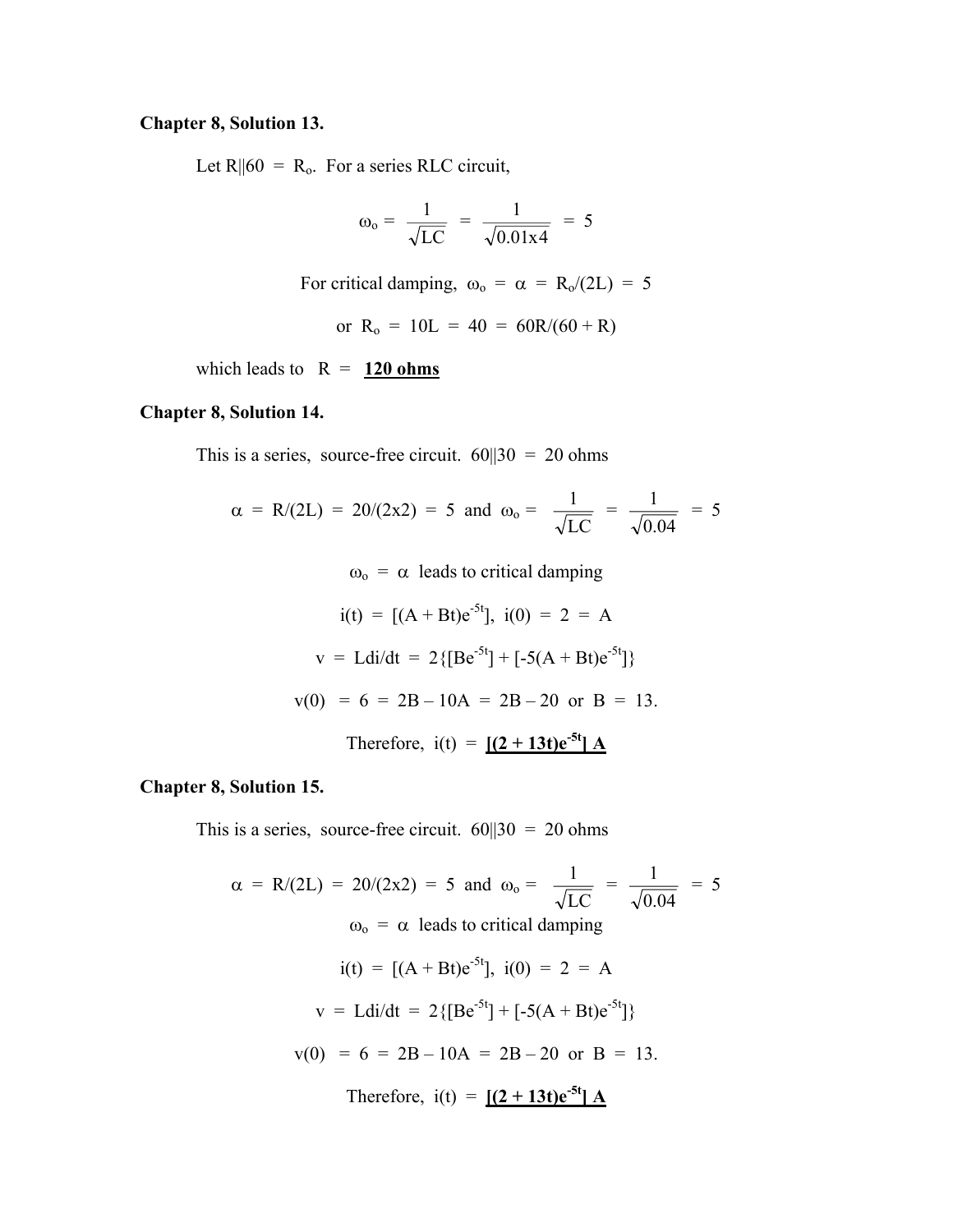**Chapter 8, Solution 13.**

Let R||60 = $R_o$. For a series RLC circuit,

$$\omega_o = \frac{1}{\sqrt{LC}} = \frac{1}{\sqrt{0.01x4}} = 5$$

For critical damping, $\omega_o = \alpha = R_o/(2L) = 5$

or $R_o = 10L = 40 = 60R/(60 + R)$

which leads to R = **<u>120 ohms</u>**

**Chapter 8, Solution 14.**

This is a series, source-free circuit. 60||30 = 20 ohms

$$\alpha = R/(2L) = 20/(2x2) = 5 \text{ and } \omega_o = \frac{1}{\sqrt{LC}} = \frac{1}{\sqrt{0.04}} = 5$$

$\omega_o = \alpha$ leads to critical damping

$$i(t) = [(A + Bt)e^{-5t}], \; i(0) = 2 = A$$

$$v = Ldi/dt = 2\{[Be^{-5t}] + [-5(A + Bt)e^{-5t}]\}$$

$$v(0) = 6 = 2B - 10A = 2B - 20 \text{ or } B = 13.$$

Therefore, $i(t) =$ **<u>$[(2 + 13t)e^{-5t}]$ A</u>**

**Chapter 8, Solution 15.**

This is a series, source-free circuit. 60||30 = 20 ohms

$$\alpha = R/(2L) = 20/(2x2) = 5 \text{ and } \omega_o = \frac{1}{\sqrt{LC}} = \frac{1}{\sqrt{0.04}} = 5$$

$\omega_o = \alpha$ leads to critical damping

$$i(t) = [(A + Bt)e^{-5t}], \; i(0) = 2 = A$$

$$v = Ldi/dt = 2\{[Be^{-5t}] + [-5(A + Bt)e^{-5t}]\}$$

$$v(0) = 6 = 2B - 10A = 2B - 20 \text{ or } B = 13.$$

Therefore, $i(t) =$ **<u>$[(2 + 13t)e^{-5t}]$ A</u>**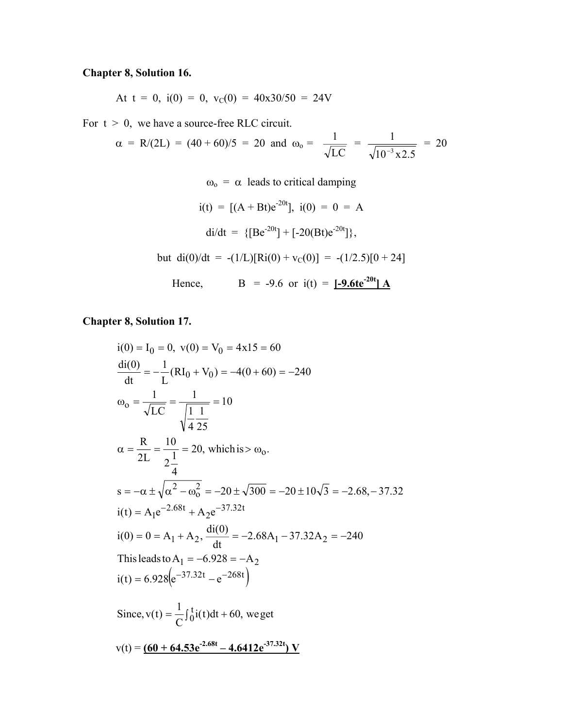**Chapter 8, Solution 16.**

At $t = 0$, $i(0) = 0$, $v_C(0) = 40x30/50 = 24V$

For $t > 0$, we have a source-free RLC circuit.

$$\alpha = R/(2L) = (40 + 60)/5 = 20 \text{ and } \omega_o = \frac{1}{\sqrt{LC}} = \frac{1}{\sqrt{10^{-3} x2.5}} = 20$$

$\omega_o = \alpha$ leads to critical damping

$$i(t) = [(A + Bt)e^{-20t}],\ i(0) = 0 = A$$

$$di/dt = \{[Be^{-20t}] + [-20(Bt)e^{-20t}]\},$$

but $di(0)/dt = -(1/L)[Ri(0) + v_C(0)] = -(1/2.5)[0 + 24]$

Hence, $B = -9.6$ or $i(t) = \underline{\mathbf{[-9.6te^{-20t}]\ A}}$

**Chapter 8, Solution 17.**

$$i(0) = I_0 = 0,\ v(0) = V_0 = 4x15 = 60$$

$$\frac{di(0)}{dt} = -\frac{1}{L}(RI_0 + V_0) = -4(0 + 60) = -240$$

$$\omega_o = \frac{1}{\sqrt{LC}} = \frac{1}{\sqrt{\frac{1}{4}\frac{1}{25}}} = 10$$

$$\alpha = \frac{R}{2L} = \frac{10}{2\frac{1}{4}} = 20, \text{ which is} > \omega_o.$$

$$s = -\alpha \pm \sqrt{\alpha^2 - \omega_o^2} = -20 \pm \sqrt{300} = -20 \pm 10\sqrt{3} = -2.68, -37.32$$

$$i(t) = A_1 e^{-2.68t} + A_2 e^{-37.32t}$$

$$i(0) = 0 = A_1 + A_2,\ \frac{di(0)}{dt} = -2.68A_1 - 37.32A_2 = -240$$

This leads to $A_1 = -6.928 = -A_2$

$$i(t) = 6.928\left(e^{-37.32t} - e^{-268t}\right)$$

Since, $v(t) = \frac{1}{C}\int_0^t i(t)dt + 60$, we get

$v(t) = \underline{\mathbf{(60 + 64.53e^{-2.68t} - 4.6412e^{-37.32t})\ V}}$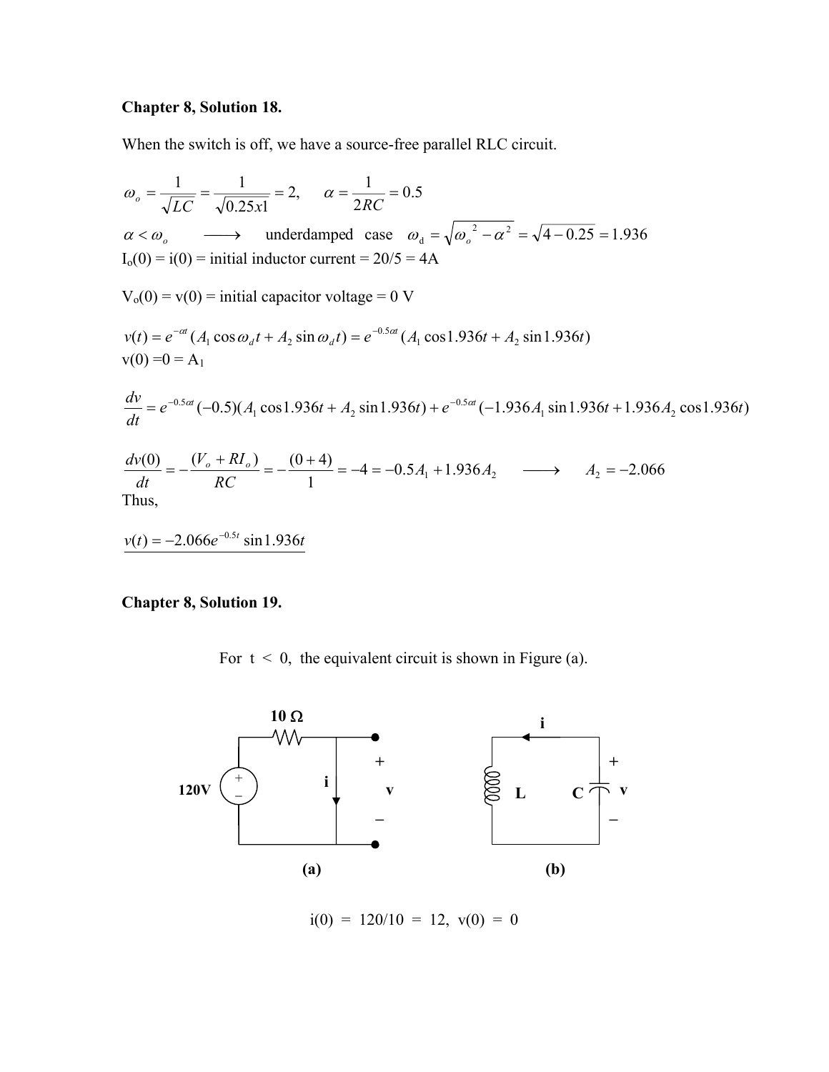**Chapter 8, Solution 18.**

When the switch is off, we have a source-free parallel RLC circuit.

$$\omega_o = \frac{1}{\sqrt{LC}} = \frac{1}{\sqrt{0.25x1}} = 2, \qquad \alpha = \frac{1}{2RC} = 0.5$$

$\alpha < \omega_o \quad \longrightarrow \quad$ underdamped case $\quad \omega_d = \sqrt{\omega_o^2 - \alpha^2} = \sqrt{4 - 0.25} = 1.936$

$I_o(0) = i(0) =$ initial inductor current = 20/5 = 4A

$V_o(0) = v(0) =$ initial capacitor voltage = 0 V

$$v(t) = e^{-\alpha t}(A_1 \cos\omega_d t + A_2 \sin\omega_d t) = e^{-0.5\alpha t}(A_1 \cos 1.936t + A_2 \sin 1.936t)$$

v(0) =0 = $A_1$

$$\frac{dv}{dt} = e^{-0.5\alpha t}(-0.5)(A_1 \cos 1.936t + A_2 \sin 1.936t) + e^{-0.5\alpha t}(-1.936A_1 \sin 1.936t + 1.936A_2 \cos 1.936t)$$

$$\frac{dv(0)}{dt} = -\frac{(V_o + RI_o)}{RC} = -\frac{(0+4)}{1} = -4 = -0.5A_1 + 1.936A_2 \quad \longrightarrow \quad A_2 = -2.066$$

Thus,

$$\underline{v(t) = -2.066e^{-0.5t} \sin 1.936t}$$

**Chapter 8, Solution 19.**

For t < 0, the equivalent circuit is shown in Figure (a).

(a) (b)

i(0) = 120/10 = 12, v(0) = 0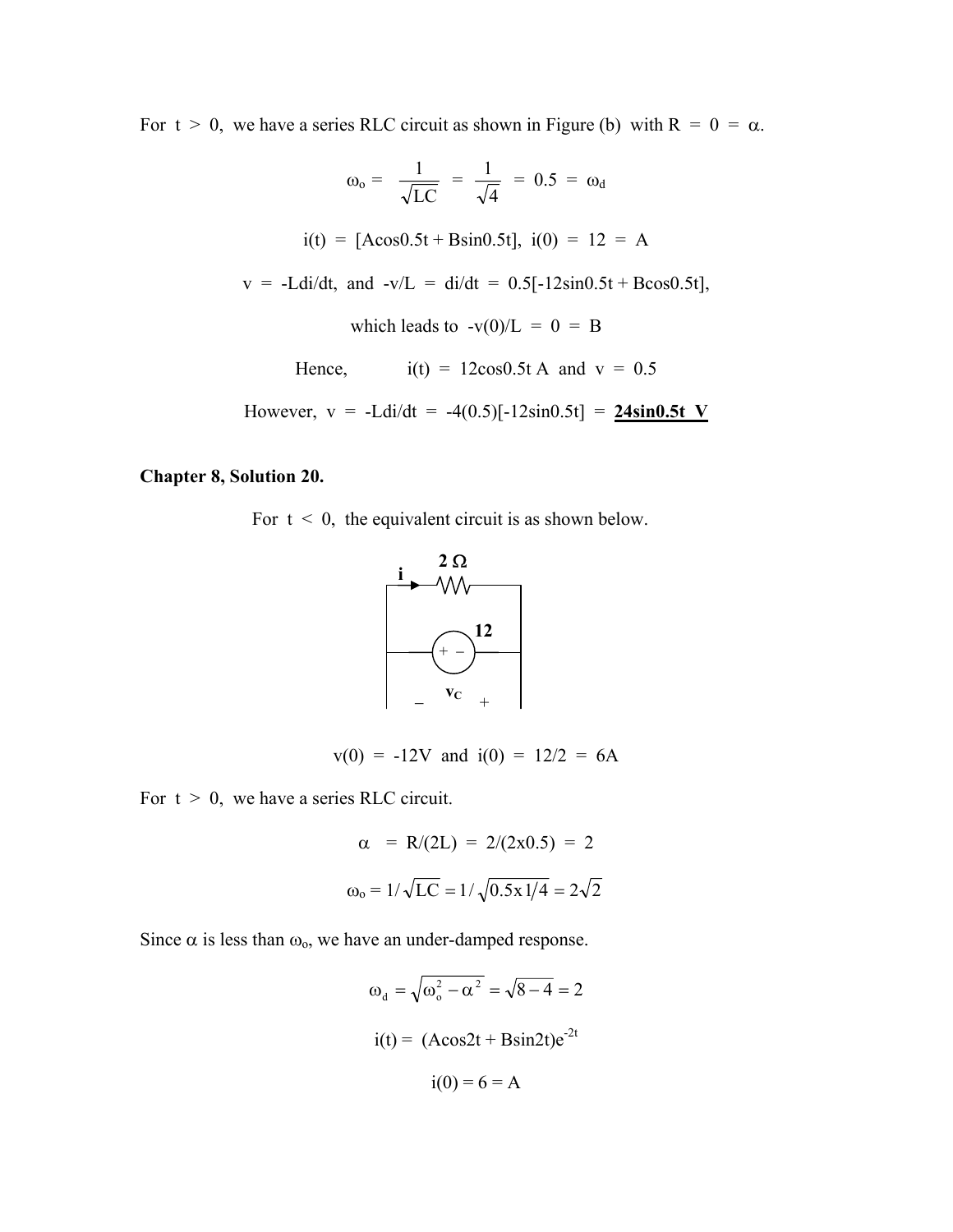For $t > 0$, we have a series RLC circuit as shown in Figure (b) with $R = 0 = \alpha$.

$$\omega_o = \frac{1}{\sqrt{LC}} = \frac{1}{\sqrt{4}} = 0.5 = \omega_d$$

$$i(t) = [A\cos 0.5t + B\sin 0.5t], \; i(0) = 12 = A$$

$$v = -Ldi/dt, \text{ and } -v/L = di/dt = 0.5[-12\sin 0.5t + B\cos 0.5t],$$

which leads to $-v(0)/L = 0 = B$

Hence, $\quad i(t) = 12\cos 0.5t$ A and $v = 0.5$

However, $v = -Ldi/dt = -4(0.5)[-12\sin 0.5t] =$ **$24\sin 0.5t$ V**

**Chapter 8, Solution 20.**

For $t < 0$, the equivalent circuit is as shown below.

(Circuit: current $i$ through $2\ \Omega$ resistor; 12 V source with + on the left and − on the right; $v_C$ with − on the left and + on the right)

$$v(0) = -12\text{V and } i(0) = 12/2 = 6\text{A}$$

For $t > 0$, we have a series RLC circuit.

$$\alpha = R/(2L) = 2/(2\text{x}0.5) = 2$$

$$\omega_o = 1/\sqrt{LC} = 1/\sqrt{0.5\text{x}1/4} = 2\sqrt{2}$$

Since $\alpha$ is less than $\omega_o$, we have an under-damped response.

$$\omega_d = \sqrt{\omega_o^2 - \alpha^2} = \sqrt{8-4} = 2$$

$$i(t) = (A\cos 2t + B\sin 2t)e^{-2t}$$

$$i(0) = 6 = A$$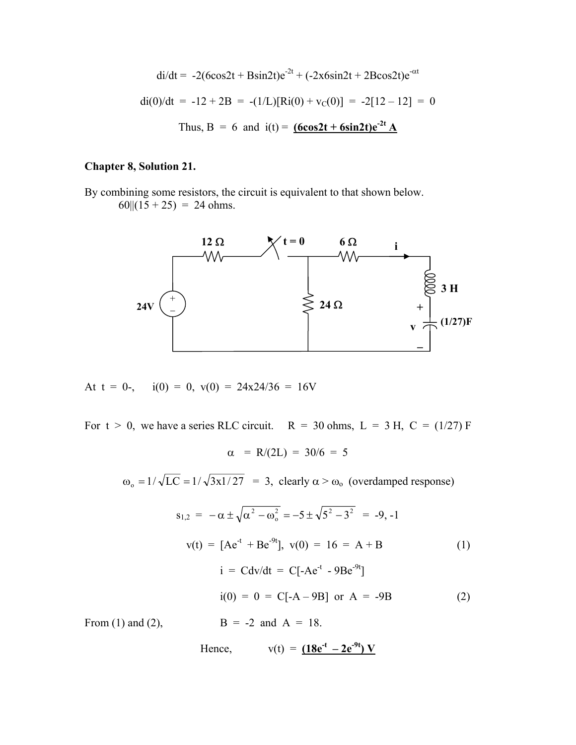$$di/dt = -2(6\cos 2t + B\sin 2t)e^{-2t} + (-2x6\sin 2t + 2B\cos 2t)e^{-\alpha t}$$

$$di(0)/dt = -12 + 2B = -(1/L)[Ri(0) + v_C(0)] = -2[12 - 12] = 0$$

Thus, $B = 6$ and $i(t) =$ **$(6\cos 2t + 6\sin 2t)e^{-2t}$ A**

**Chapter 8, Solution 21.**

By combining some resistors, the circuit is equivalent to that shown below.

$60||(15 + 25) = 24$ ohms.

At $t = 0-$, $i(0) = 0$, $v(0) = 24x24/36 = 16V$

For $t > 0$, we have a series RLC circuit. $R = 30$ ohms, $L = 3$ H, $C = (1/27)$ F

$$\alpha = R/(2L) = 30/6 = 5$$

$$\omega_o = 1/\sqrt{LC} = 1/\sqrt{3x1/27} = 3, \text{ clearly } \alpha > \omega_o \text{ (overdamped response)}$$

$$s_{1,2} = -\alpha \pm \sqrt{\alpha^2 - \omega_o^2} = -5 \pm \sqrt{5^2 - 3^2} = -9, -1$$

$$v(t) = [Ae^{-t} + Be^{-9t}], \quad v(0) = 16 = A + B \qquad (1)$$

$$i = Cdv/dt = C[-Ae^{-t} - 9Be^{-9t}]$$

$$i(0) = 0 = C[-A - 9B] \text{ or } A = -9B \qquad (2)$$

From (1) and (2), $B = -2$ and $A = 18$.

Hence, $v(t) =$ **$(18e^{-t} - 2e^{-9t})$ V**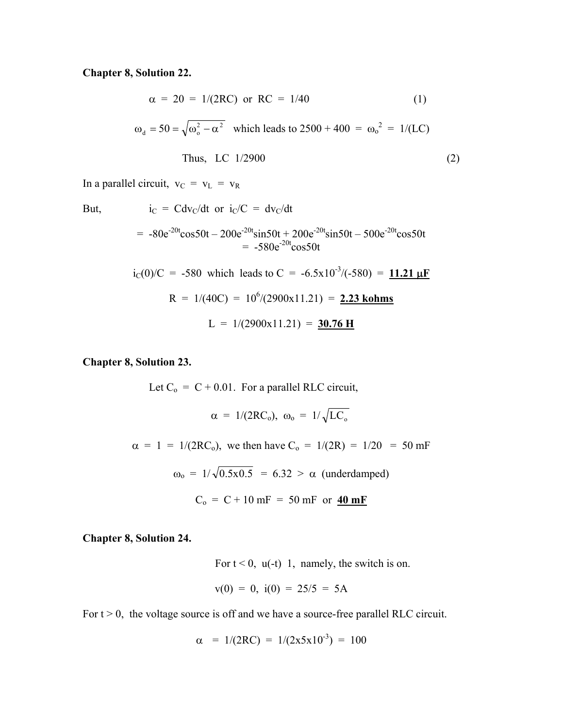**Chapter 8, Solution 22.**

$$\alpha = 20 = 1/(2RC) \text{ or } RC = 1/40 \qquad (1)$$

$$\omega_d = 50 = \sqrt{\omega_o^2 - \alpha^2} \quad \text{which leads to } 2500 + 400 = \omega_o^2 = 1/(LC)$$

$$\text{Thus, } LC \ 1/2900 \qquad (2)$$

In a parallel circuit, $v_C = v_L = v_R$

But, $i_C = Cdv_C/dt$ or $i_C/C = dv_C/dt$

$$= -80e^{-20t}\cos 50t - 200e^{-20t}\sin 50t + 200e^{-20t}\sin 50t - 500e^{-20t}\cos 50t$$
$$= -580e^{-20t}\cos 50t$$

$$i_C(0)/C = -580 \text{ which leads to } C = -6.5\text{x}10^{-3}/(-580) = \mathbf{\underline{11.21\ \mu F}}$$

$$R = 1/(40C) = 10^6/(2900\text{x}11.21) = \mathbf{\underline{2.23\ kohms}}$$

$$L = 1/(2900\text{x}11.21) = \mathbf{\underline{30.76\ H}}$$

**Chapter 8, Solution 23.**

Let $C_o = C + 0.01$. For a parallel RLC circuit,

$$\alpha = 1/(2RC_o), \ \omega_o = 1/\sqrt{LC_o}$$

$$\alpha = 1 = 1/(2RC_o), \text{ we then have } C_o = 1/(2R) = 1/20 = 50 \text{ mF}$$

$$\omega_o = 1/\sqrt{0.5\text{x}0.5} = 6.32 > \alpha \text{ (underdamped)}$$

$$C_o = C + 10 \text{ mF} = 50 \text{ mF or } \mathbf{\underline{40\ mF}}$$

**Chapter 8, Solution 24.**

For $t < 0$, $u(-t)$ 1, namely, the switch is on.

$$v(0) = 0, \ i(0) = 25/5 = 5\text{A}$$

For $t > 0$, the voltage source is off and we have a source-free parallel RLC circuit.

$$\alpha = 1/(2RC) = 1/(2\text{x}5\text{x}10^{-3}) = 100$$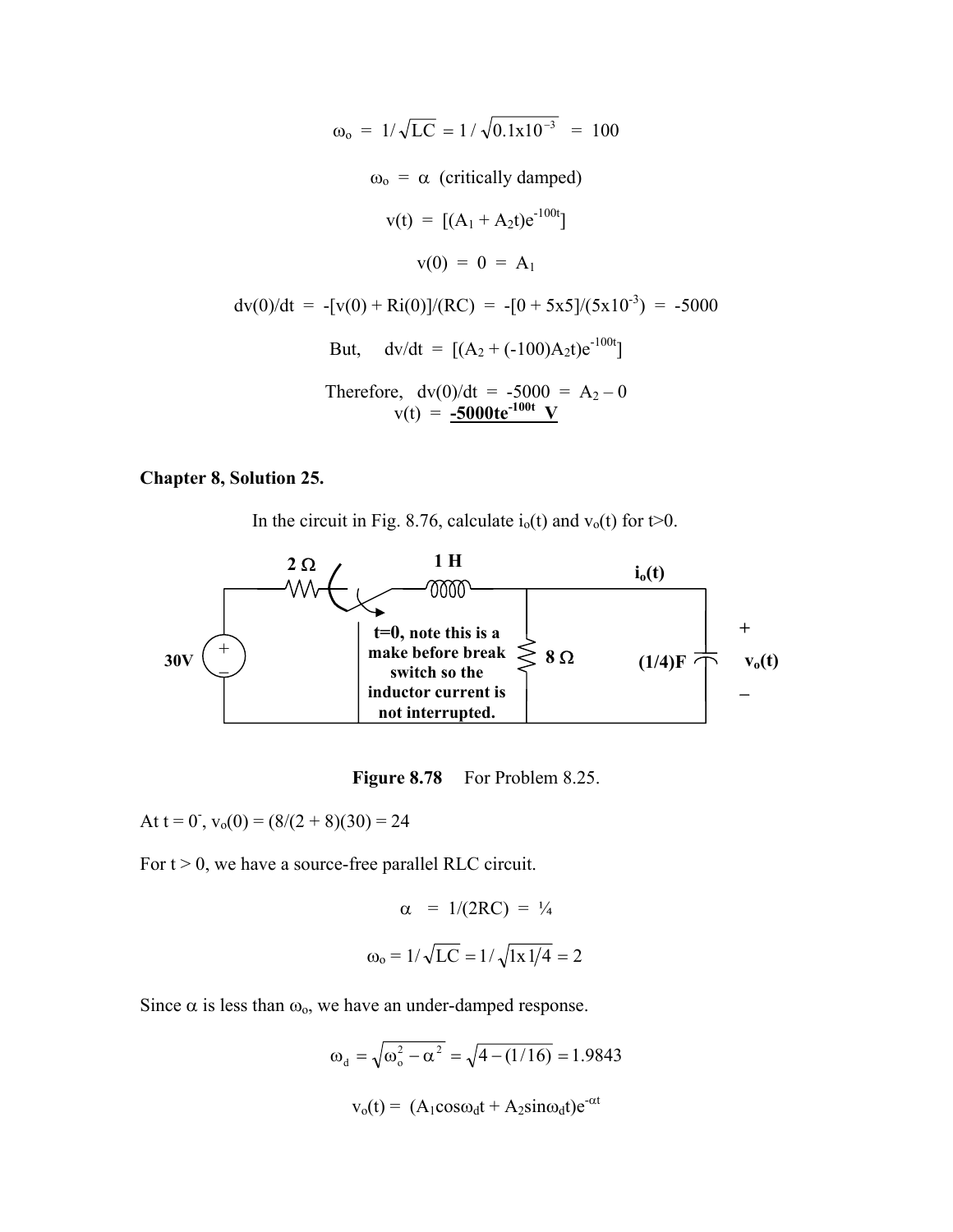$$\omega_o = 1/\sqrt{LC} = 1/\sqrt{0.1x10^{-3}} = 100$$

$$\omega_o = \alpha \text{ (critically damped)}$$

$$v(t) = [(A_1 + A_2t)e^{-100t}]$$

$$v(0) = 0 = A_1$$

$$dv(0)/dt = -[v(0) + Ri(0)]/(RC) = -[0 + 5x5]/(5x10^{-3}) = -5000$$

$$\text{But,} \quad dv/dt = [(A_2 + (-100)A_2t)e^{-100t}]$$

$$\text{Therefore,} \quad dv(0)/dt = -5000 = A_2 - 0$$

$$v(t) = \underline{\mathbf{-5000te^{-100t}\ V}}$$

**Chapter 8, Solution 25.**

In the circuit in Fig. 8.76, calculate $i_o(t)$ and $v_o(t)$ for t>0.

2 Ω, 1 H, $i_o(t)$, 30V, 8 Ω, (1/4)F, $v_o(t)$

**t=0, note this is a make before break switch so the inductor current is not interrupted.**

**Figure 8.78** For Problem 8.25.

At t = $0^-$, $v_o(0) = (8/(2 + 8)(30) = 24$

For t > 0, we have a source-free parallel RLC circuit.

$$\alpha = 1/(2RC) = ¼$$

$$\omega_o = 1/\sqrt{LC} = 1/\sqrt{1x1/4} = 2$$

Since $\alpha$ is less than $\omega_o$, we have an under-damped response.

$$\omega_d = \sqrt{\omega_o^2 - \alpha^2} = \sqrt{4 - (1/16)} = 1.9843$$

$$v_o(t) = (A_1\cos\omega_d t + A_2\sin\omega_d t)e^{-\alpha t}$$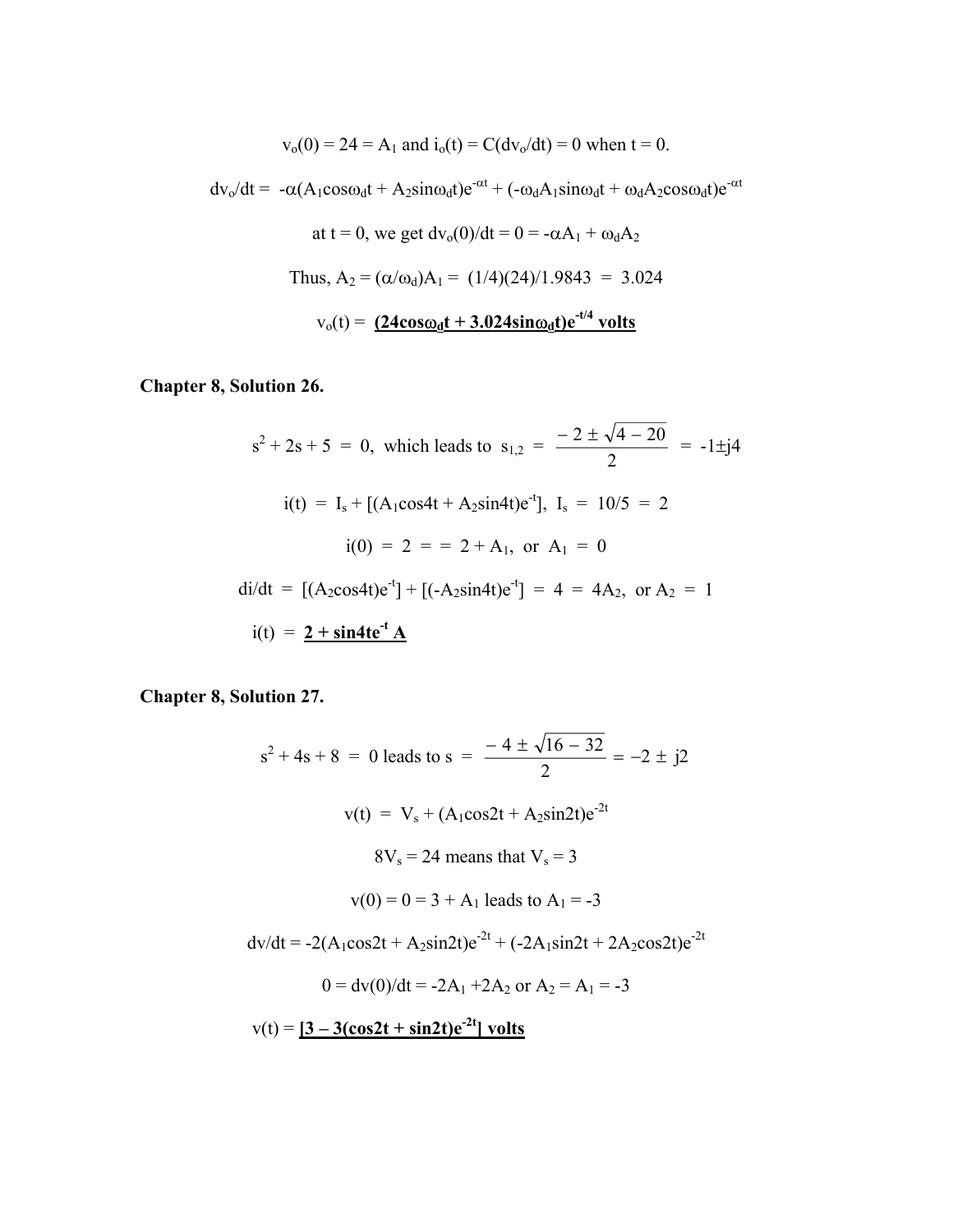$v_o(0) = 24 = A_1$ and $i_o(t) = C(dv_o/dt) = 0$ when $t = 0$.

$$dv_o/dt = -\alpha(A_1\cos\omega_d t + A_2\sin\omega_d t)e^{-\alpha t} + (-\omega_d A_1\sin\omega_d t + \omega_d A_2\cos\omega_d t)e^{-\alpha t}$$

at $t = 0$, we get $dv_o(0)/dt = 0 = -\alpha A_1 + \omega_d A_2$

Thus, $A_2 = (\alpha/\omega_d)A_1 = (1/4)(24)/1.9843 = 3.024$

$v_o(t) =$ **$(24\cos\omega_d t + 3.024\sin\omega_d t)e^{-t/4}$ volts**

## Chapter 8, Solution 26.

$$s^2 + 2s + 5 = 0, \text{ which leads to } s_{1,2} = \frac{-2 \pm \sqrt{4-20}}{2} = -1 \pm j4$$

$$i(t) = I_s + [(A_1\cos 4t + A_2\sin 4t)e^{-t}], \quad I_s = 10/5 = 2$$

$$i(0) = 2 = = 2 + A_1, \text{ or } A_1 = 0$$

$$di/dt = [(A_2\cos 4t)e^{-t}] + [(-A_2\sin 4t)e^{-t}] = 4 = 4A_2, \text{ or } A_2 = 1$$

$i(t) =$ **$2 + \sin 4t e^{-t}$ A**

## Chapter 8, Solution 27.

$$s^2 + 4s + 8 = 0 \text{ leads to } s = \frac{-4 \pm \sqrt{16-32}}{2} = -2 \pm j2$$

$$v(t) = V_s + (A_1\cos 2t + A_2\sin 2t)e^{-2t}$$

$8V_s = 24$ means that $V_s = 3$

$v(0) = 0 = 3 + A_1$ leads to $A_1 = -3$

$$dv/dt = -2(A_1\cos 2t + A_2\sin 2t)e^{-2t} + (-2A_1\sin 2t + 2A_2\cos 2t)e^{-2t}$$

$0 = dv(0)/dt = -2A_1 + 2A_2$ or $A_2 = A_1 = -3$

$v(t) =$ **$[3 - 3(\cos 2t + \sin 2t)e^{-2t}]$ volts**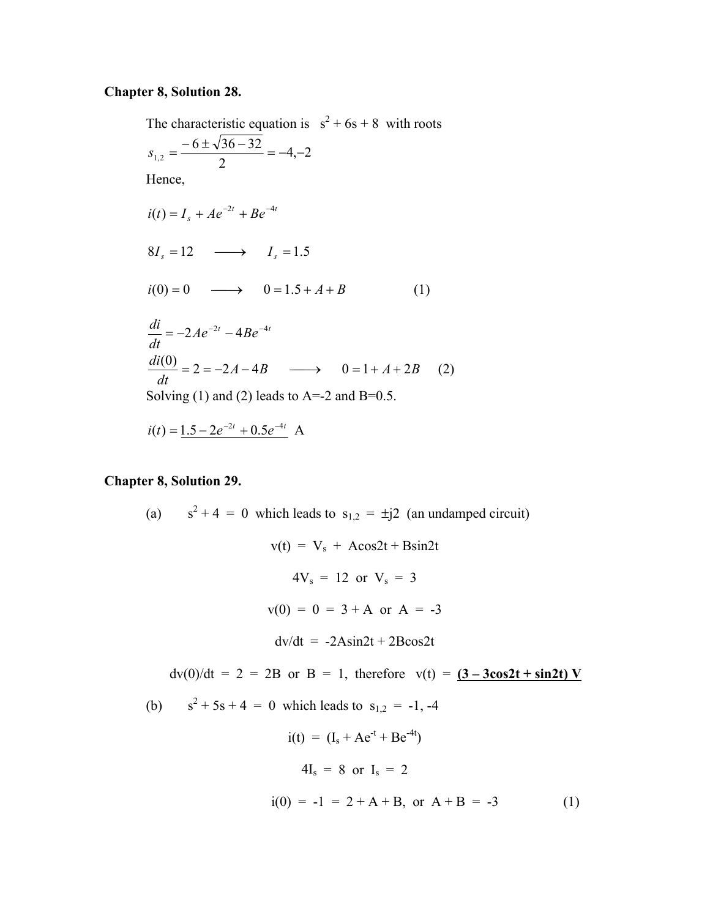**Chapter 8, Solution 28.**

The characteristic equation is $s^2 + 6s + 8$ with roots

$$s_{1,2} = \frac{-6 \pm \sqrt{36-32}}{2} = -4, -2$$

Hence,

$$i(t) = I_s + Ae^{-2t} + Be^{-4t}$$

$$8I_s = 12 \quad \longrightarrow \quad I_s = 1.5$$

$$i(0) = 0 \quad \longrightarrow \quad 0 = 1.5 + A + B \qquad (1)$$

$$\frac{di}{dt} = -2Ae^{-2t} - 4Be^{-4t}$$

$$\frac{di(0)}{dt} = 2 = -2A - 4B \quad \longrightarrow \quad 0 = 1 + A + 2B \qquad (2)$$

Solving (1) and (2) leads to A=-2 and B=0.5.

$$i(t) = \underline{1.5 - 2e^{-2t} + 0.5e^{-4t}} \text{ A}$$

**Chapter 8, Solution 29.**

(a) $s^2 + 4 = 0$ which leads to $s_{1,2} = \pm j2$ (an undamped circuit)

$$v(t) = V_s + A\cos 2t + B\sin 2t$$

$$4V_s = 12 \text{ or } V_s = 3$$

$$v(0) = 0 = 3 + A \text{ or } A = -3$$

$$dv/dt = -2A\sin 2t + 2B\cos 2t$$

$dv(0)/dt = 2 = 2B$ or $B = 1$, therefore $v(t) =$ **$\underline{(3 - 3\cos 2t + \sin 2t)\text{ V}}$**

(b) $s^2 + 5s + 4 = 0$ which leads to $s_{1,2} = -1, -4$

$$i(t) = (I_s + Ae^{-t} + Be^{-4t})$$

$$4I_s = 8 \text{ or } I_s = 2$$

$$i(0) = -1 = 2 + A + B, \text{ or } A + B = -3 \qquad (1)$$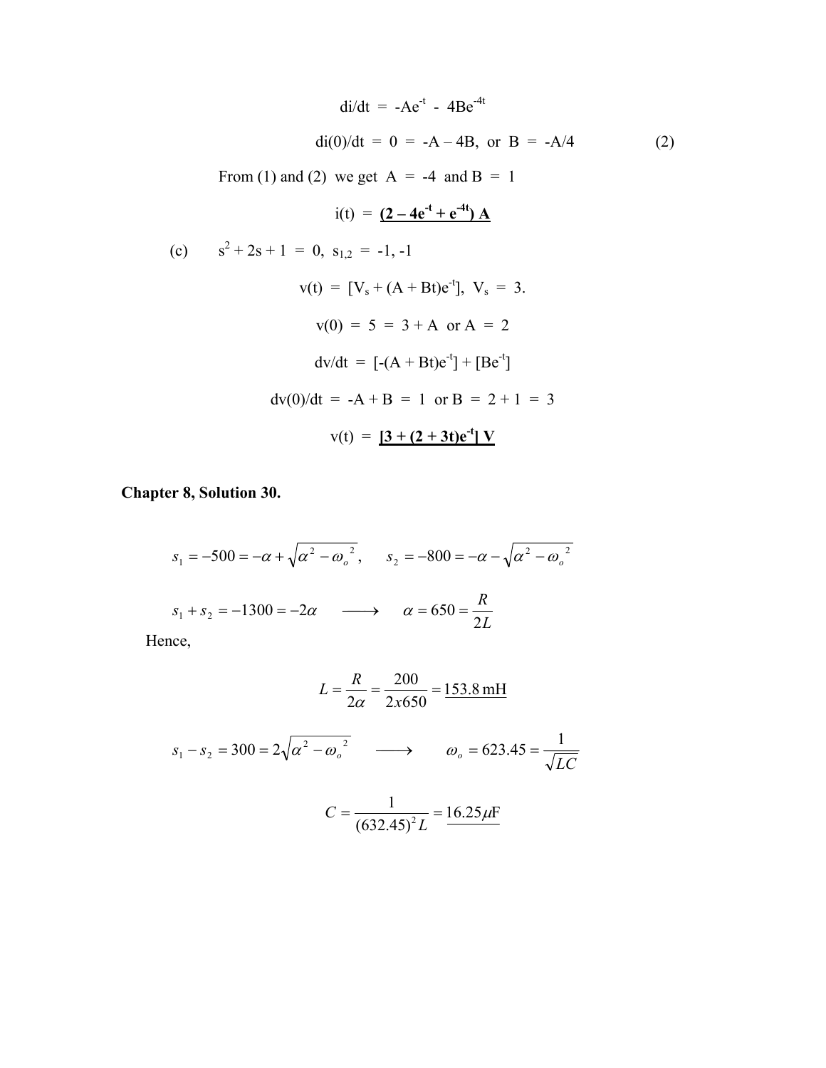$$di/dt = -Ae^{-t} - 4Be^{-4t}$$

$$di(0)/dt = 0 = -A - 4B, \text{ or } B = -A/4 \qquad (2)$$

From (1) and (2) we get $A = -4$ and $B = 1$

$$i(t) = \underline{\mathbf{(2 - 4e^{-t} + e^{-4t})\ A}}$$

(c) $s^2 + 2s + 1 = 0, \; s_{1,2} = -1, -1$

$$v(t) = [V_s + (A + Bt)e^{-t}], \; V_s = 3.$$

$$v(0) = 5 = 3 + A \text{ or } A = 2$$

$$dv/dt = [-(A + Bt)e^{-t}] + [Be^{-t}]$$

$$dv(0)/dt = -A + B = 1 \text{ or } B = 2 + 1 = 3$$

$$v(t) = \underline{\mathbf{[3 + (2 + 3t)e^{-t}]\ V}}$$

**Chapter 8, Solution 30.**

$$s_1 = -500 = -\alpha + \sqrt{\alpha^2 - \omega_o^{\,2}}, \qquad s_2 = -800 = -\alpha - \sqrt{\alpha^2 - \omega_o^{\,2}}$$

$$s_1 + s_2 = -1300 = -2\alpha \quad \longrightarrow \quad \alpha = 650 = \frac{R}{2L}$$

Hence,

$$L = \frac{R}{2\alpha} = \frac{200}{2x650} = \underline{153.8 \text{ mH}}$$

$$s_1 - s_2 = 300 = 2\sqrt{\alpha^2 - \omega_o^{\,2}} \quad \longrightarrow \quad \omega_o = 623.45 = \frac{1}{\sqrt{LC}}$$

$$C = \frac{1}{(632.45)^2 L} = \underline{16.25 \mu\text{F}}$$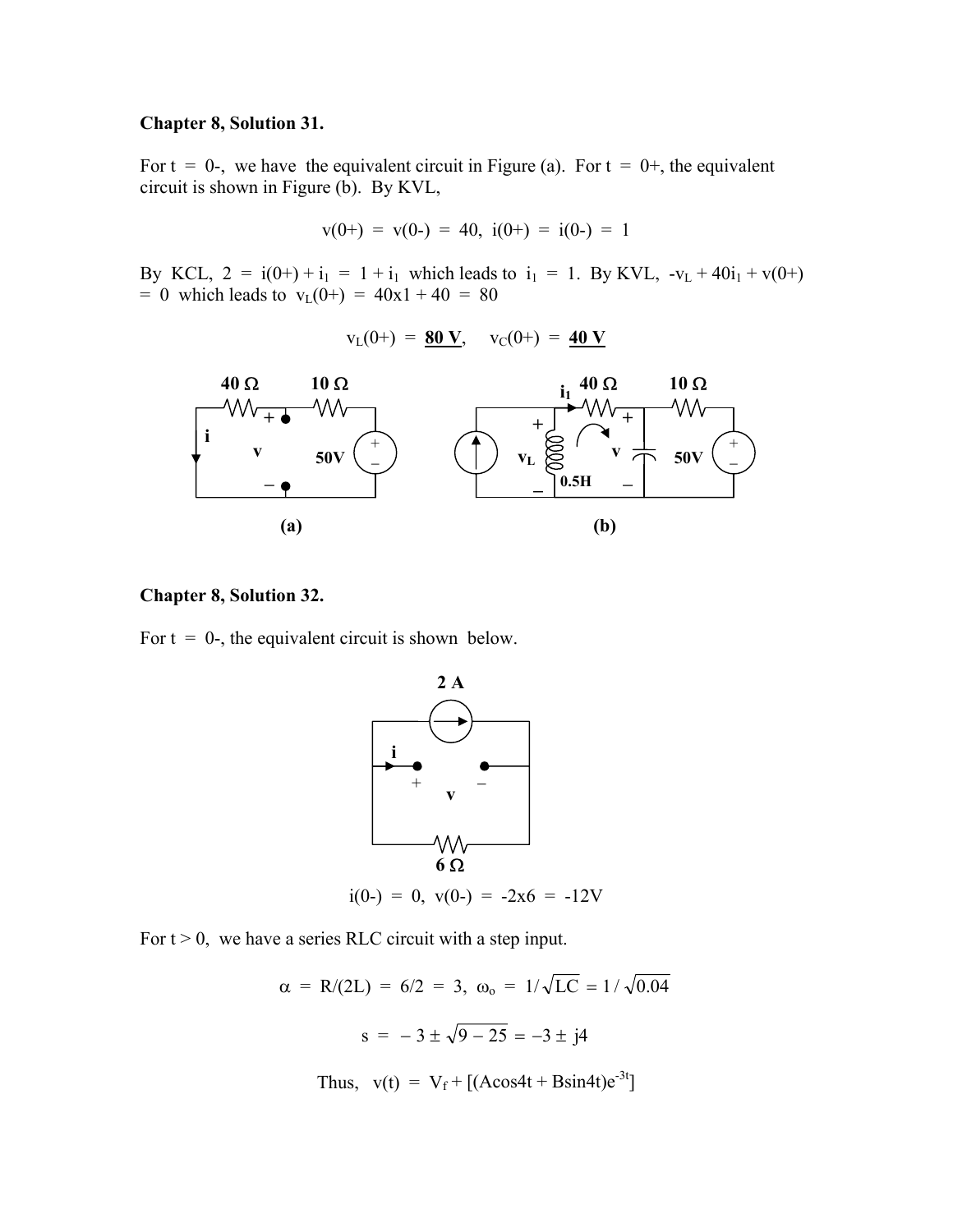**Chapter 8, Solution 31.**

For t = 0-, we have the equivalent circuit in Figure (a). For t = 0+, the equivalent circuit is shown in Figure (b). By KVL,

$$v(0+) = v(0-) = 40, \quad i(0+) = i(0-) = 1$$

By KCL, $2 = i(0+) + i_1 = 1 + i_1$ which leads to $i_1 = 1$. By KVL, $-v_L + 40i_1 + v(0+) = 0$ which leads to $v_L(0+) = 40x1 + 40 = 80$

$$v_L(0+) = \mathbf{\underline{80\ V}}, \quad v_C(0+) = \mathbf{\underline{40\ V}}$$

(a)

(b)

**Chapter 8, Solution 32.**

For t = 0-, the equivalent circuit is shown below.

$$i(0-) = 0, \quad v(0-) = -2x6 = -12V$$

For t > 0, we have a series RLC circuit with a step input.

$$\alpha = R/(2L) = 6/2 = 3, \quad \omega_o = 1/\sqrt{LC} = 1/\sqrt{0.04}$$

$$s = -3 \pm \sqrt{9 - 25} = -3 \pm j4$$

$$\text{Thus,} \quad v(t) = V_f + [(A\cos 4t + B\sin 4t)e^{-3t}]$$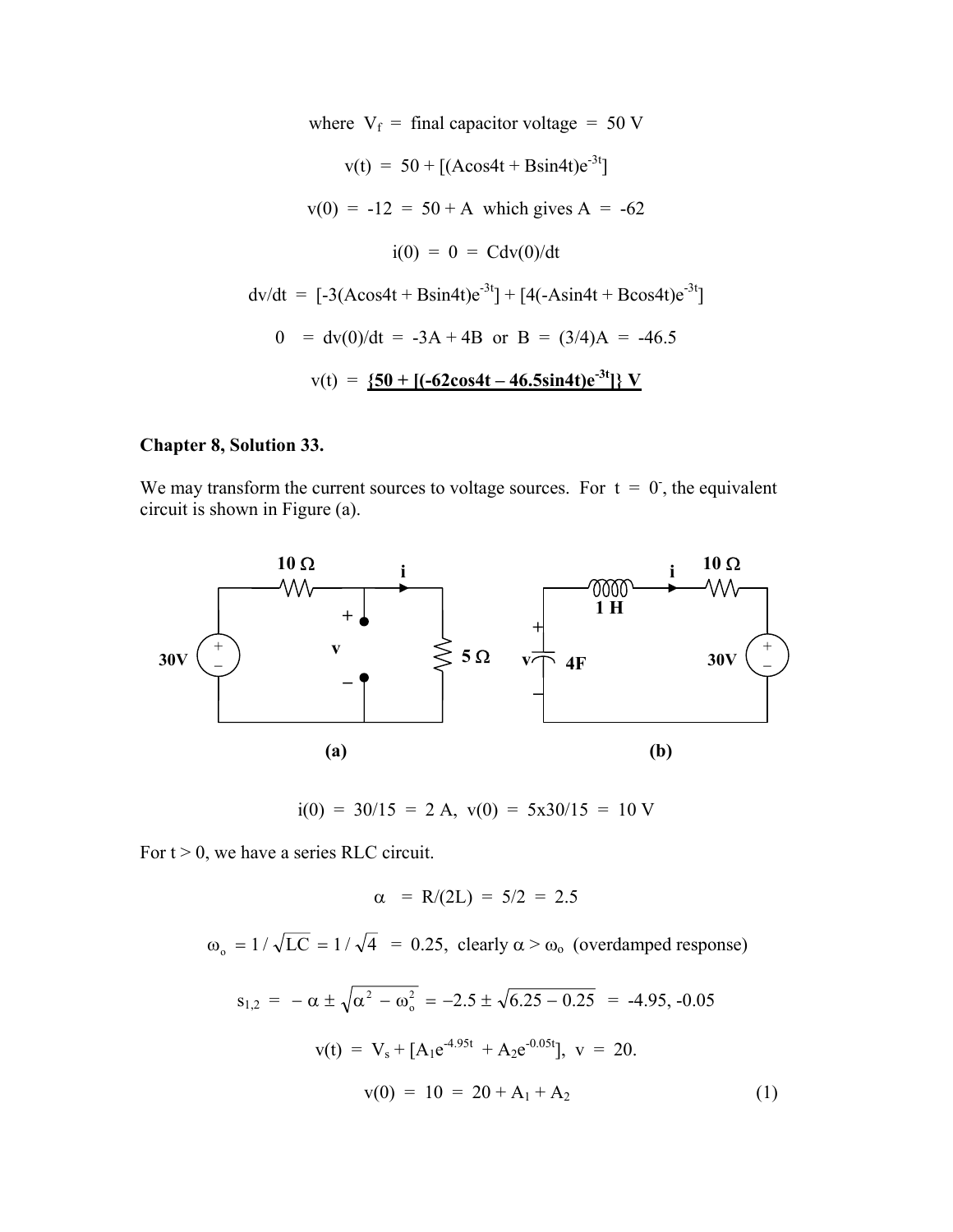where $V_f$ = final capacitor voltage = 50 V

$$v(t) = 50 + [(A\cos 4t + B\sin 4t)e^{-3t}]$$

$$v(0) = -12 = 50 + A \text{ which gives } A = -62$$

$$i(0) = 0 = Cdv(0)/dt$$

$$dv/dt = [-3(A\cos 4t + B\sin 4t)e^{-3t}] + [4(-A\sin 4t + B\cos 4t)e^{-3t}]$$

$$0 = dv(0)/dt = -3A + 4B \text{ or } B = (3/4)A = -46.5$$

$$v(t) = \underline{\{50 + [(-62\cos 4t - 46.5\sin 4t)e^{-3t}]\}\text{ V}}$$

**Chapter 8, Solution 33.**

We may transform the current sources to voltage sources. For $t = 0^-$, the equivalent circuit is shown in Figure (a).

(a)

(b)

$$i(0) = 30/15 = 2\text{ A}, \quad v(0) = 5\text{x}30/15 = 10\text{ V}$$

For $t > 0$, we have a series RLC circuit.

$$\alpha = R/(2L) = 5/2 = 2.5$$

$$\omega_o = 1/\sqrt{LC} = 1/\sqrt{4} = 0.25, \text{ clearly } \alpha > \omega_o \text{ (overdamped response)}$$

$$s_{1,2} = -\alpha \pm \sqrt{\alpha^2 - \omega_o^2} = -2.5 \pm \sqrt{6.25 - 0.25} = -4.95, -0.05$$

$$v(t) = V_s + [A_1 e^{-4.95t} + A_2 e^{-0.05t}], \quad v = 20.$$

$$v(0) = 10 = 20 + A_1 + A_2 \tag{1}$$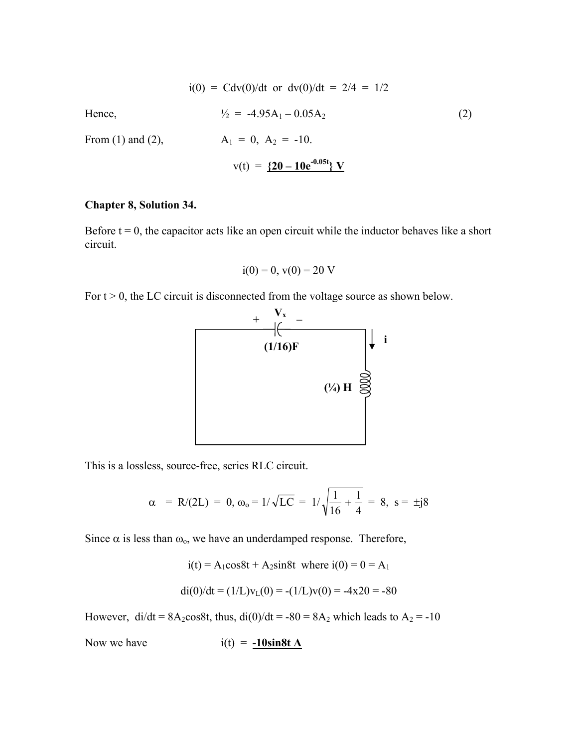$$i(0) = Cdv(0)/dt \text{ or } dv(0)/dt = 2/4 = 1/2$$

Hence, $\quad \frac{1}{2} = -4.95A_1 - 0.05A_2 \quad (2)$

From (1) and (2), $\quad A_1 = 0,\ A_2 = -10.$

$$v(t) = \underline{\mathbf{\{20 - 10e^{-0.05t}\}\ V}}$$

**Chapter 8, Solution 34.**

Before t = 0, the capacitor acts like an open circuit while the inductor behaves like a short circuit.

$$i(0) = 0,\ v(0) = 20\ \text{V}$$

For t > 0, the LC circuit is disconnected from the voltage source as shown below.

$V_x$ (+ −), (1/16)F, i, (¼) H

This is a lossless, source-free, series RLC circuit.

$$\alpha = R/(2L) = 0,\ \omega_o = 1/\sqrt{LC} = 1/\sqrt{\frac{1}{16} + \frac{1}{4}} = 8,\ s = \pm j8$$

Since $\alpha$ is less than $\omega_o$, we have an underdamped response. Therefore,

$$i(t) = A_1\cos 8t + A_2\sin 8t \text{ where } i(0) = 0 = A_1$$

$$di(0)/dt = (1/L)v_L(0) = -(1/L)v(0) = -4\text{x}20 = -80$$

However, $di/dt = 8A_2\cos 8t$, thus, $di(0)/dt = -80 = 8A_2$ which leads to $A_2 = -10$

Now we have $\quad i(t) = \underline{\mathbf{-10\sin 8t\ A}}$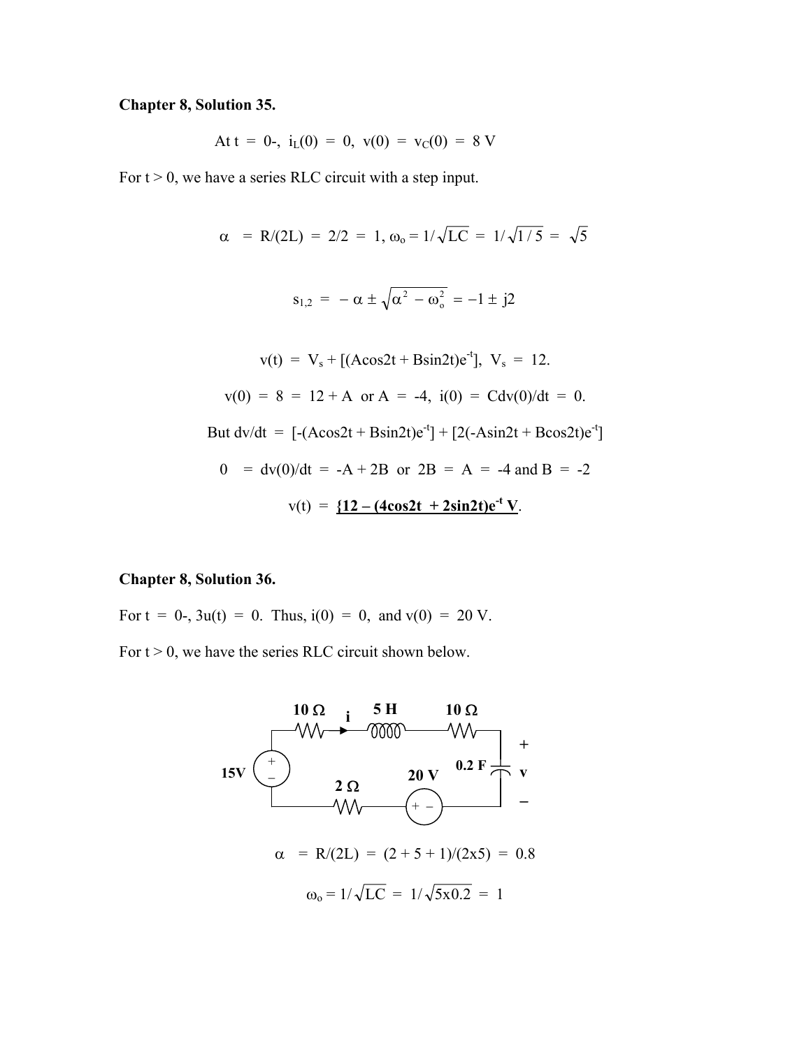**Chapter 8, Solution 35.**

$$\text{At } t = 0\text{-},\ i_L(0) = 0,\ v(0) = v_C(0) = 8 \text{ V}$$

For $t > 0$, we have a series RLC circuit with a step input.

$$\alpha = R/(2L) = 2/2 = 1,\ \omega_o = 1/\sqrt{LC} = 1/\sqrt{1/5} = \sqrt{5}$$

$$s_{1,2} = -\alpha \pm \sqrt{\alpha^2 - \omega_o^2} = -1 \pm j2$$

$$v(t) = V_s + [(A\cos 2t + B\sin 2t)e^{-t}],\ V_s = 12.$$

$$v(0) = 8 = 12 + A \text{ or } A = -4,\ i(0) = Cdv(0)/dt = 0.$$

$$\text{But } dv/dt = [-(A\cos 2t + B\sin 2t)e^{-t}] + [2(-A\sin 2t + B\cos 2t)e^{-t}]$$

$$0 = dv(0)/dt = -A + 2B \text{ or } 2B = A = -4 \text{ and } B = -2$$

$$v(t) = \underline{\mathbf{\{12 - (4\cos 2t + 2\sin 2t)e^{-t}\ V}}.$$

**Chapter 8, Solution 36.**

For $t = 0$-, $3u(t) = 0$. Thus, $i(0) = 0$, and $v(0) = 20$ V.

For $t > 0$, we have the series RLC circuit shown below.

$$\alpha = R/(2L) = (2 + 5 + 1)/(2x5) = 0.8$$

$$\omega_o = 1/\sqrt{LC} = 1/\sqrt{5x0.2} = 1$$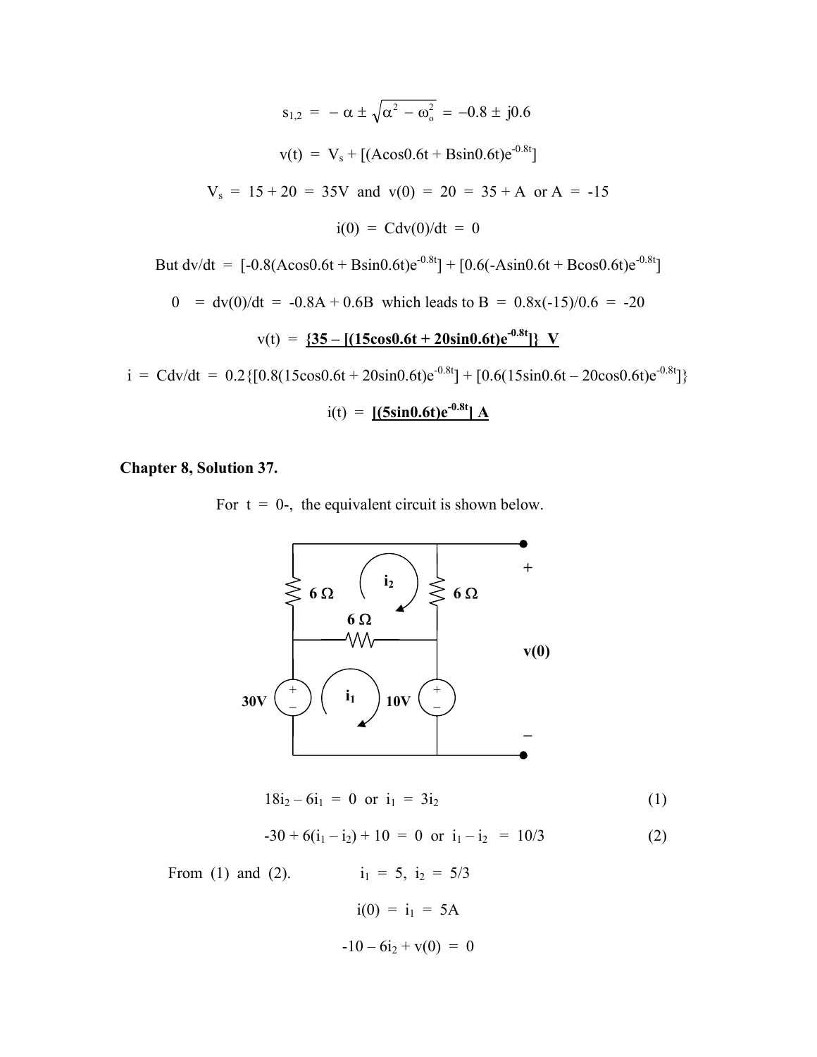$$s_{1,2} = -\alpha \pm \sqrt{\alpha^2 - \omega_o^2} = -0.8 \pm j0.6$$

$$v(t) = V_s + [(A\cos 0.6t + B\sin 0.6t)e^{-0.8t}]$$

$$V_s = 15 + 20 = 35\text{V} \text{ and } v(0) = 20 = 35 + A \text{ or } A = -15$$

$$i(0) = Cdv(0)/dt = 0$$

$$\text{But } dv/dt = [-0.8(A\cos 0.6t + B\sin 0.6t)e^{-0.8t}] + [0.6(-A\sin 0.6t + B\cos 0.6t)e^{-0.8t}]$$

$$0 = dv(0)/dt = -0.8A + 0.6B \text{ which leads to } B = 0.8\text{x}(-15)/0.6 = -20$$

$$v(t) = \underline{\mathbf{\{35 - [(15\cos 0.6t + 20\sin 0.6t)e^{-0.8t}]\}\ V}}$$

$$i = Cdv/dt = 0.2\{[0.8(15\cos 0.6t + 20\sin 0.6t)e^{-0.8t}] + [0.6(15\sin 0.6t - 20\cos 0.6t)e^{-0.8t}]\}$$

$$i(t) = \underline{\mathbf{[(5\sin 0.6t)e^{-0.8t}]\ A}}$$

**Chapter 8, Solution 37.**

For $t = 0$-, the equivalent circuit is shown below.

$$18i_2 - 6i_1 = 0 \text{ or } i_1 = 3i_2 \qquad (1)$$

$$-30 + 6(i_1 - i_2) + 10 = 0 \text{ or } i_1 - i_2 = 10/3 \qquad (2)$$

From (1) and (2). $\quad i_1 = 5,\ i_2 = 5/3$

$$i(0) = i_1 = 5\text{A}$$

$$-10 - 6i_2 + v(0) = 0$$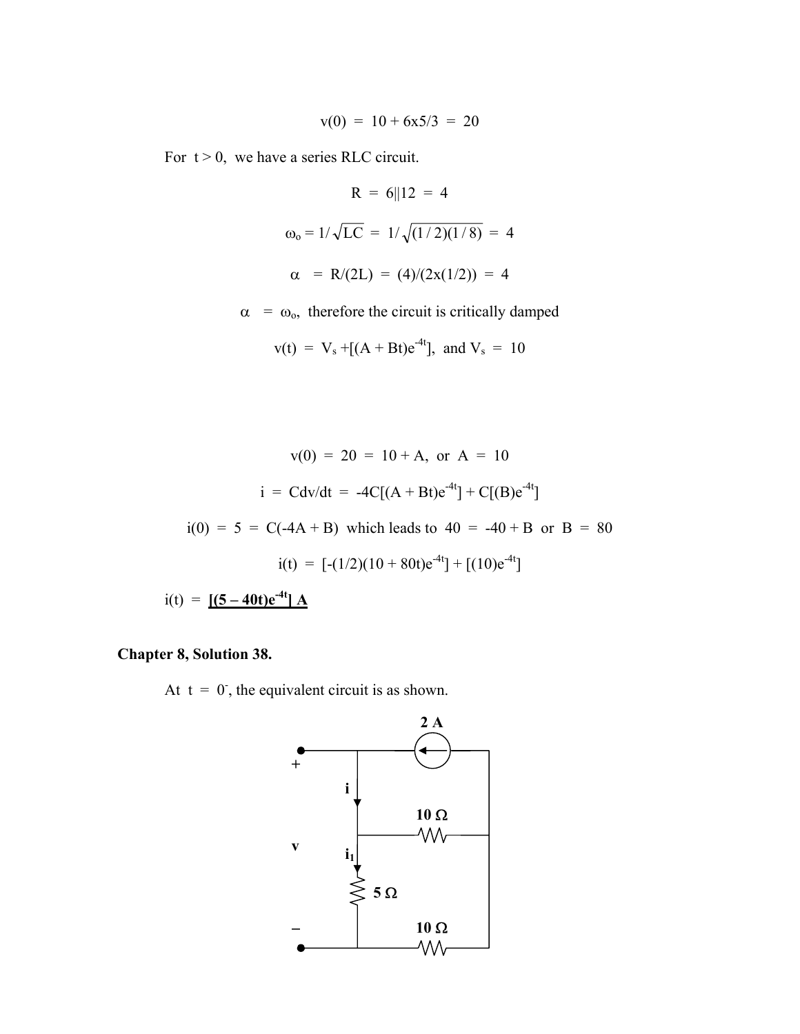$$v(0) = 10 + 6x5/3 = 20$$

For $t > 0$, we have a series RLC circuit.

$$R = 6||12 = 4$$

$$\omega_o = 1/\sqrt{LC} = 1/\sqrt{(1/2)(1/8)} = 4$$

$$\alpha = R/(2L) = (4)/(2x(1/2)) = 4$$

$\alpha = \omega_o$, therefore the circuit is critically damped

$$v(t) = V_s + [(A + Bt)e^{-4t}], \text{ and } V_s = 10$$

$$v(0) = 20 = 10 + A, \text{ or } A = 10$$

$$i = Cdv/dt = -4C[(A + Bt)e^{-4t}] + C[(B)e^{-4t}]$$

$$i(0) = 5 = C(-4A + B) \text{ which leads to } 40 = -40 + B \text{ or } B = 80$$

$$i(t) = [-(1/2)(10 + 80t)e^{-4t}] + [(10)e^{-4t}]$$

$i(t) =$ **$[(5 - 40t)e^{-4t}]$ A**

**Chapter 8, Solution 38.**

At $t = 0^-$, the equivalent circuit is as shown.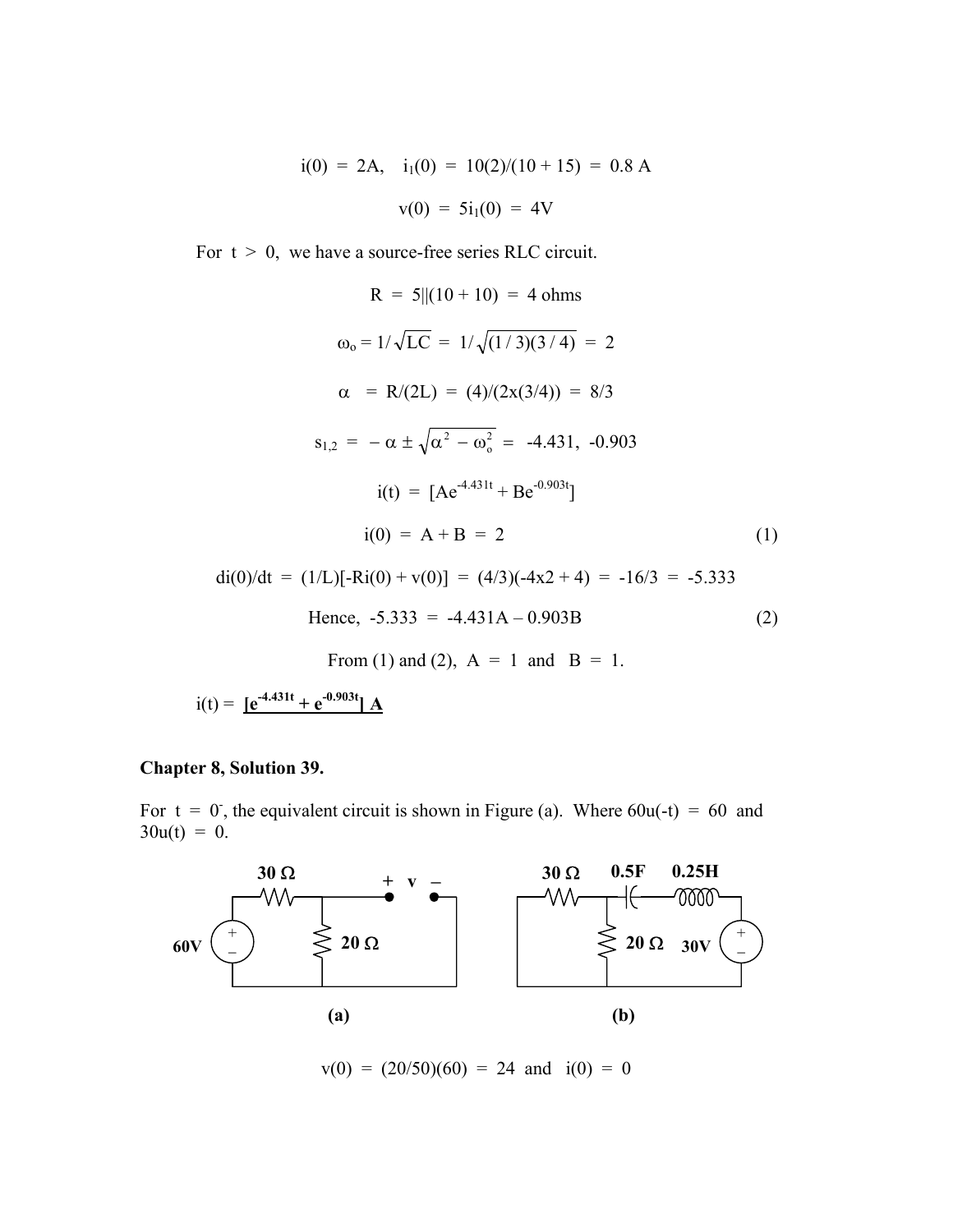$$i(0) = 2A, \quad i_1(0) = 10(2)/(10 + 15) = 0.8 \text{ A}$$

$$v(0) = 5i_1(0) = 4V$$

For $t > 0$, we have a source-free series RLC circuit.

$$R = 5||(10 + 10) = 4 \text{ ohms}$$

$$\omega_o = 1/\sqrt{LC} = 1/\sqrt{(1/3)(3/4)} = 2$$

$$\alpha = R/(2L) = (4)/(2x(3/4)) = 8/3$$

$$s_{1,2} = -\alpha \pm \sqrt{\alpha^2 - \omega_o^2} = -4.431, \ -0.903$$

$$i(t) = [Ae^{-4.431t} + Be^{-0.903t}]$$

$$i(0) = A + B = 2 \qquad (1)$$

$$di(0)/dt = (1/L)[-Ri(0) + v(0)] = (4/3)(-4x2 + 4) = -16/3 = -5.333$$

$$\text{Hence,} \ -5.333 = -4.431A - 0.903B \qquad (2)$$

From (1) and (2), $A = 1$ and $B = 1$.

$i(t) =$ **$[e^{-4.431t} + e^{-0.903t}]$ A**

**Chapter 8, Solution 39.**

For $t = 0^-$, the equivalent circuit is shown in Figure (a). Where $60u(-t) = 60$ and $30u(t) = 0$.

(a)

(b)

$$v(0) = (20/50)(60) = 24 \text{ and } i(0) = 0$$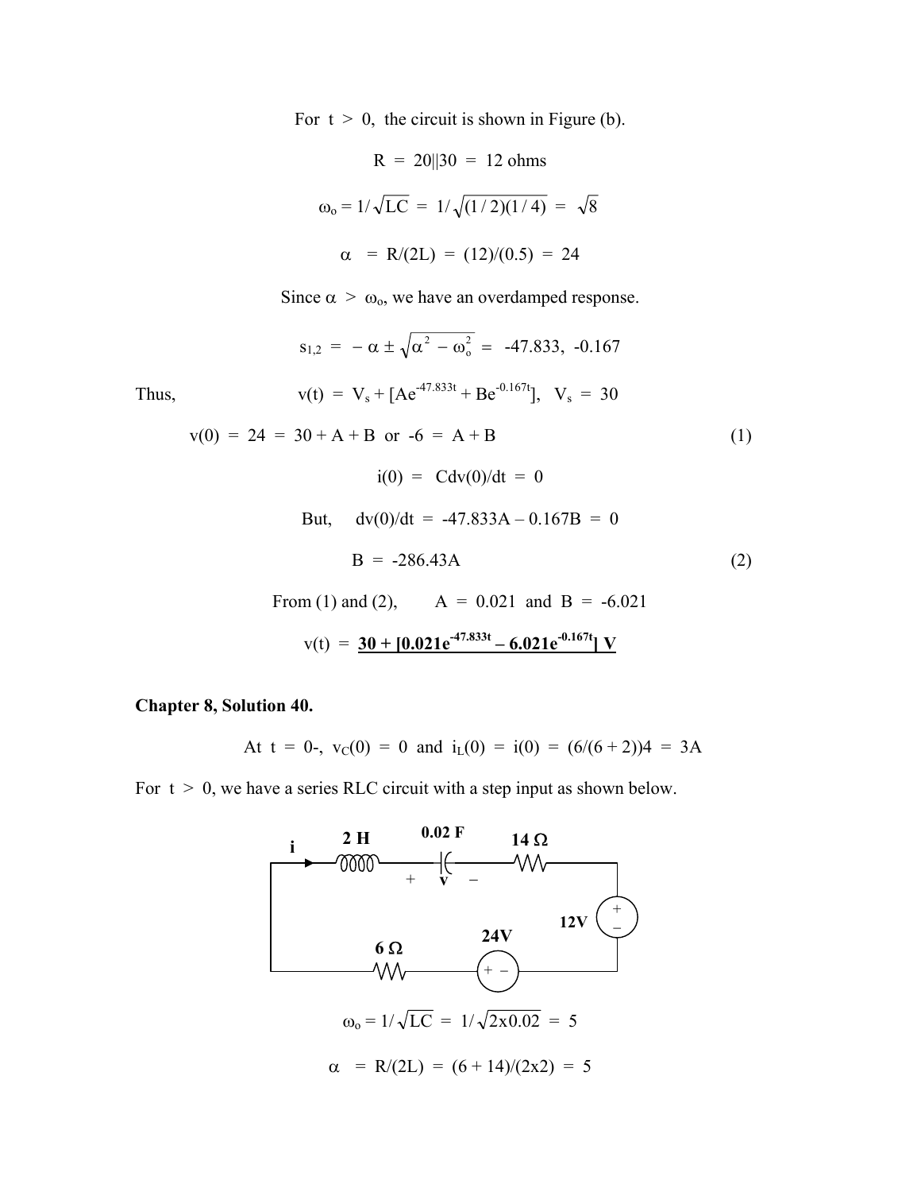For $t > 0$, the circuit is shown in Figure (b).

$$R = 20||30 = 12 \text{ ohms}$$

$$\omega_o = 1/\sqrt{LC} = 1/\sqrt{(1/2)(1/4)} = \sqrt{8}$$

$$\alpha = R/(2L) = (12)/(0.5) = 24$$

Since $\alpha > \omega_o$, we have an overdamped response.

$$s_{1,2} = -\alpha \pm \sqrt{\alpha^2 - \omega_o^2} = -47.833, \ -0.167$$

Thus, $\quad v(t) = V_s + [Ae^{-47.833t} + Be^{-0.167t}], \quad V_s = 30$

$$v(0) = 24 = 30 + A + B \text{ or } -6 = A + B \qquad (1)$$

$$i(0) = Cdv(0)/dt = 0$$

But, $\quad dv(0)/dt = -47.833A - 0.167B = 0$

$$B = -286.43A \qquad (2)$$

From (1) and (2), $\quad A = 0.021$ and $B = -6.021$

$$v(t) = \underline{\mathbf{30 + [0.021e^{-47.833t} - 6.021e^{-0.167t}]\ V}}$$

**Chapter 8, Solution 40.**

At $t = 0$-, $v_C(0) = 0$ and $i_L(0) = i(0) = (6/(6 + 2))4 = 3\text{A}$

For $t > 0$, we have a series RLC circuit with a step input as shown below.

$$\omega_o = 1/\sqrt{LC} = 1/\sqrt{2\text{x}0.02} = 5$$

$$\alpha = R/(2L) = (6 + 14)/(2\text{x}2) = 5$$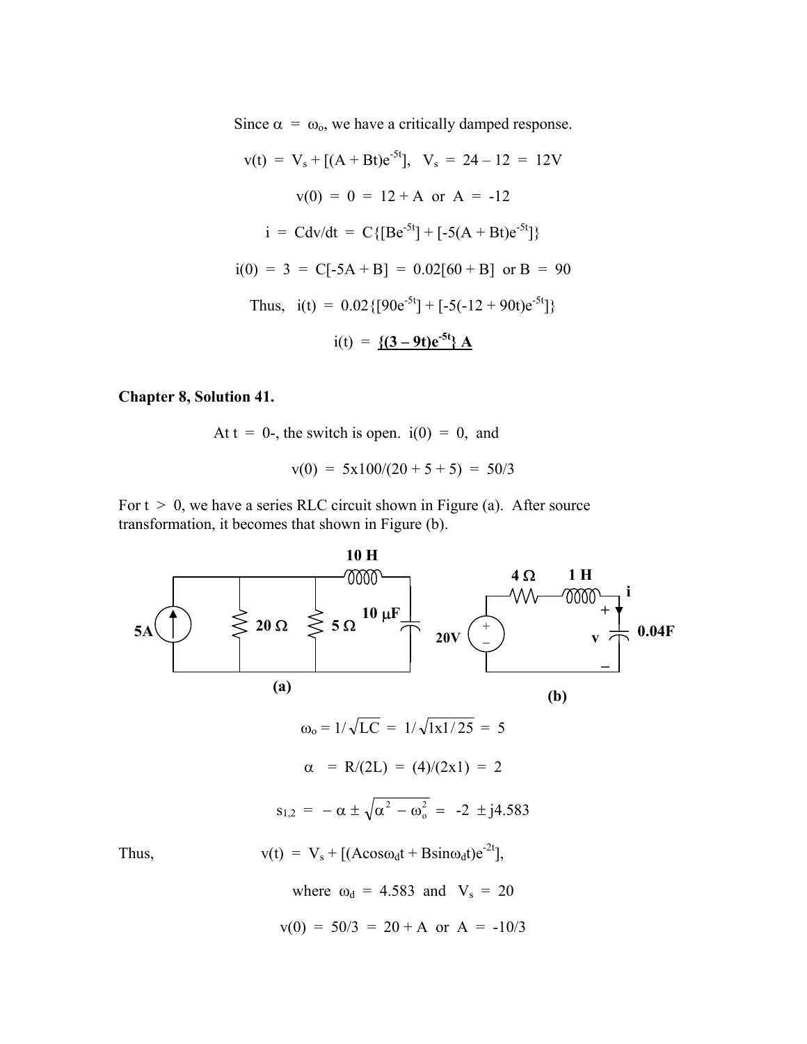Since $\alpha = \omega_o$, we have a critically damped response.

$$v(t) = V_s + [(A + Bt)e^{-5t}], \quad V_s = 24 - 12 = 12V$$

$$v(0) = 0 = 12 + A \text{ or } A = -12$$

$$i = Cdv/dt = C\{[Be^{-5t}] + [-5(A + Bt)e^{-5t}]\}$$

$$i(0) = 3 = C[-5A + B] = 0.02[60 + B] \text{ or } B = 90$$

$$\text{Thus,} \quad i(t) = 0.02\{[90e^{-5t}] + [-5(-12 + 90t)e^{-5t}]\}$$

$$i(t) = \underline{\mathbf{\{(3 - 9t)e^{-5t}\}\ A}}$$

**Chapter 8, Solution 41.**

At t = 0-, the switch is open. $i(0) = 0$, and

$$v(0) = 5x100/(20 + 5 + 5) = 50/3$$

For $t > 0$, we have a series RLC circuit shown in Figure (a). After source transformation, it becomes that shown in Figure (b).

$$\omega_o = 1/\sqrt{LC} = 1/\sqrt{1x1/25} = 5$$

$$\alpha = R/(2L) = (4)/(2x1) = 2$$

$$s_{1,2} = -\alpha \pm \sqrt{\alpha^2 - \omega_o^2} = -2 \pm j4.583$$

Thus, $$v(t) = V_s + [(A\cos\omega_d t + B\sin\omega_d t)e^{-2t}],$$

$$\text{where } \omega_d = 4.583 \text{ and } V_s = 20$$

$$v(0) = 50/3 = 20 + A \text{ or } A = -10/3$$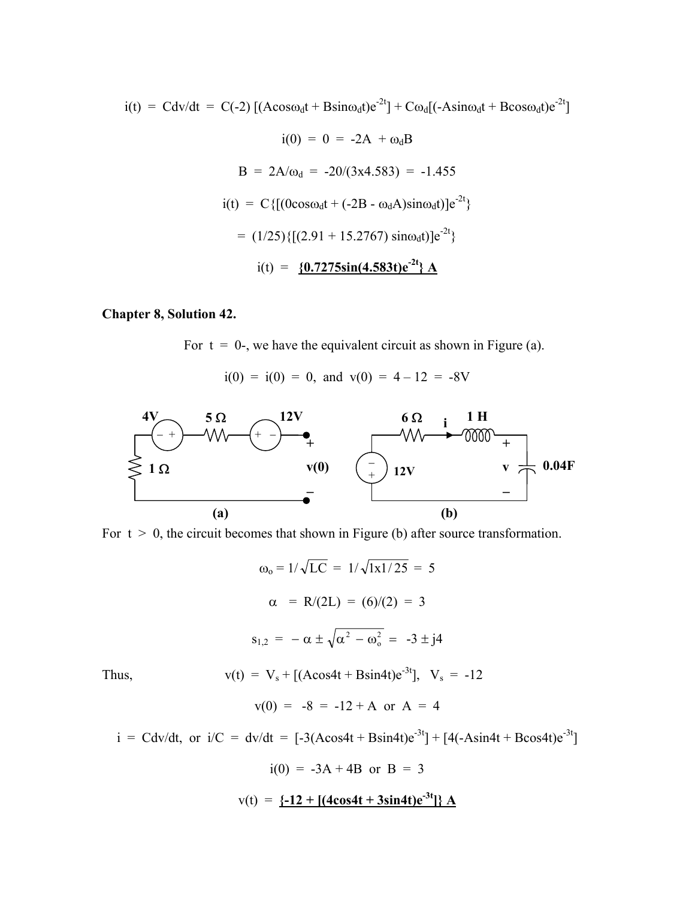$$i(t) = Cdv/dt = C(-2)\,[(A\cos\omega_d t + B\sin\omega_d t)e^{-2t}] + C\omega_d[(-A\sin\omega_d t + B\cos\omega_d t)e^{-2t}]$$

$$i(0) = 0 = -2A + \omega_d B$$

$$B = 2A/\omega_d = -20/(3x4.583) = -1.455$$

$$i(t) = C\{[(0\cos\omega_d t + (-2B - \omega_d A)\sin\omega_d t)]e^{-2t}\}$$

$$= (1/25)\{[(2.91 + 15.2767)\sin\omega_d t)]e^{-2t}\}$$

$$i(t) = \underline{\mathbf{\{0.7275\sin(4.583t)e^{-2t}\}\ A}}$$

**Chapter 8, Solution 42.**

For t = 0-, we have the equivalent circuit as shown in Figure (a).

$$i(0) = i(0) = 0, \text{ and } v(0) = 4 - 12 = -8\text{V}$$

(a) (b)

For t > 0, the circuit becomes that shown in Figure (b) after source transformation.

$$\omega_o = 1/\sqrt{LC} = 1/\sqrt{1x1/25} = 5$$

$$\alpha = R/(2L) = (6)/(2) = 3$$

$$s_{1,2} = -\alpha \pm \sqrt{\alpha^2 - \omega_o^2} = -3 \pm j4$$

Thus, $\quad v(t) = V_s + [(A\cos4t + B\sin4t)e^{-3t}], \quad V_s = -12$

$$v(0) = -8 = -12 + A \text{ or } A = 4$$

$$i = Cdv/dt, \text{ or } i/C = dv/dt = [-3(A\cos4t + B\sin4t)e^{-3t}] + [4(-A\sin4t + B\cos4t)e^{-3t}]$$

$$i(0) = -3A + 4B \text{ or } B = 3$$

$$v(t) = \underline{\mathbf{\{-12 + [(4\cos4t + 3\sin4t)e^{-3t}]\}\ A}}$$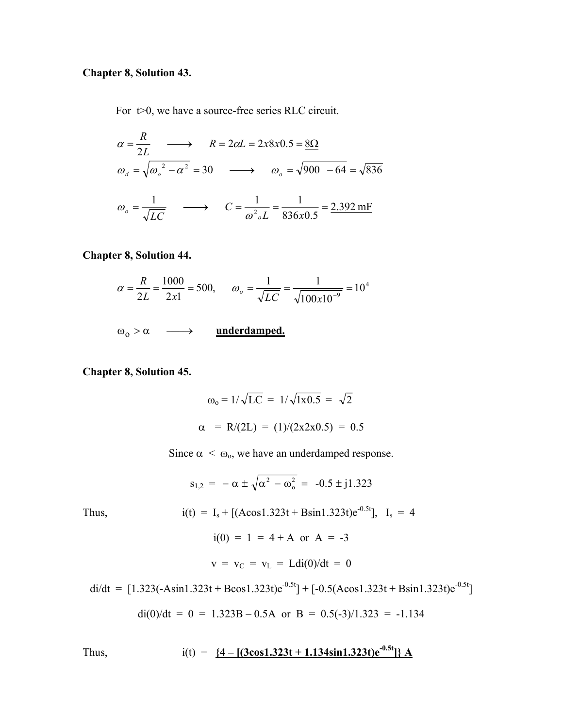**Chapter 8, Solution 43.**

For t>0, we have a source-free series RLC circuit.

$$\alpha = \frac{R}{2L} \quad \longrightarrow \quad R = 2\alpha L = 2x8x0.5 = \underline{8\Omega}$$

$$\omega_d = \sqrt{\omega_o^{\;2} - \alpha^2} = 30 \quad \longrightarrow \quad \omega_o = \sqrt{900 \;\; - 64} = \sqrt{836}$$

$$\omega_o = \frac{1}{\sqrt{LC}} \quad \longrightarrow \quad C = \frac{1}{\omega^2{}_o L} = \frac{1}{836x0.5} = \underline{2.392 \text{ mF}}$$

**Chapter 8, Solution 44.**

$$\alpha = \frac{R}{2L} = \frac{1000}{2x1} = 500, \qquad \omega_o = \frac{1}{\sqrt{LC}} = \frac{1}{\sqrt{100x10^{-9}}} = 10^4$$

$\omega_o > \alpha \quad \longrightarrow \quad$ **underdamped.**

**Chapter 8, Solution 45.**

$$\omega_o = 1/\sqrt{LC} = 1/\sqrt{1x0.5} = \sqrt{2}$$

$$\alpha = R/(2L) = (1)/(2x2x0.5) = 0.5$$

Since $\alpha < \omega_o$, we have an underdamped response.

$$s_{1,2} = -\alpha \pm \sqrt{\alpha^2 - \omega_o^2} = -0.5 \pm j1.323$$

Thus, $\quad i(t) = I_s + [(A\cos 1.323t + B\sin 1.323t)e^{-0.5t}], \quad I_s = 4$

$$i(0) = 1 = 4 + A \text{ or } A = -3$$

$$v = v_C = v_L = L\,di(0)/dt = 0$$

$$di/dt = [1.323(-A\sin 1.323t + B\cos 1.323t)e^{-0.5t}] + [-0.5(A\cos 1.323t + B\sin 1.323t)e^{-0.5t}]$$

$$di(0)/dt = 0 = 1.323B - 0.5A \text{ or } B = 0.5(-3)/1.323 = -1.134$$

Thus, $\quad i(t) = $ **$\{4 - [(3\cos 1.323t + 1.134\sin 1.323t)e^{-0.5t}]\}$ A**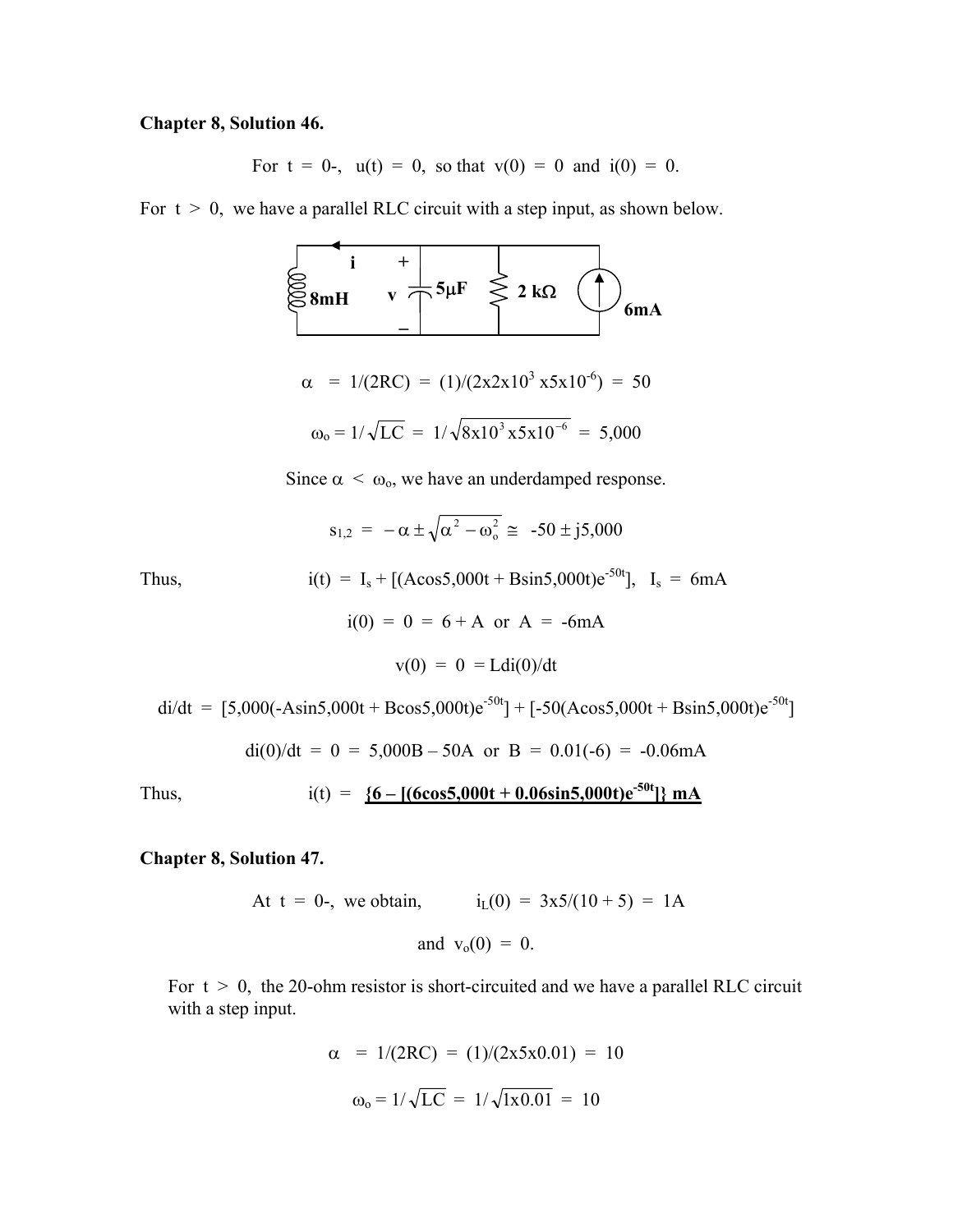**Chapter 8, Solution 46.**

For $t = 0-$, $u(t) = 0$, so that $v(0) = 0$ and $i(0) = 0$.

For $t > 0$, we have a parallel RLC circuit with a step input, as shown below.

$$\alpha = 1/(2RC) = (1)/(2x2x10^3 x5x10^{-6}) = 50$$

$$\omega_o = 1/\sqrt{LC} = 1/\sqrt{8x10^3 x5x10^{-6}} = 5,000$$

Since $\alpha < \omega_o$, we have an underdamped response.

$$s_{1,2} = -\alpha \pm \sqrt{\alpha^2 - \omega_o^2} \cong -50 \pm j5,000$$

Thus, $$i(t) = I_s + [(A\cos 5,000t + B\sin 5,000t)e^{-50t}], \quad I_s = 6mA$$

$$i(0) = 0 = 6 + A \text{ or } A = -6mA$$

$$v(0) = 0 = Ldi(0)/dt$$

$$di/dt = [5,000(-A\sin 5,000t + B\cos 5,000t)e^{-50t}] + [-50(A\cos 5,000t + B\sin 5,000t)e^{-50t}]$$

$$di(0)/dt = 0 = 5,000B - 50A \text{ or } B = 0.01(-6) = -0.06mA$$

Thus, $$i(t) = \underline{\mathbf{\{6 - [(6\cos 5,000t + 0.06\sin 5,000t)e^{-50t}]\}\ mA}}$$

**Chapter 8, Solution 47.**

At $t = 0-$, we obtain, $i_L(0) = 3x5/(10 + 5) = 1A$

and $v_o(0) = 0$.

For $t > 0$, the 20-ohm resistor is short-circuited and we have a parallel RLC circuit with a step input.

$$\alpha = 1/(2RC) = (1)/(2x5x0.01) = 10$$

$$\omega_o = 1/\sqrt{LC} = 1/\sqrt{1x0.01} = 10$$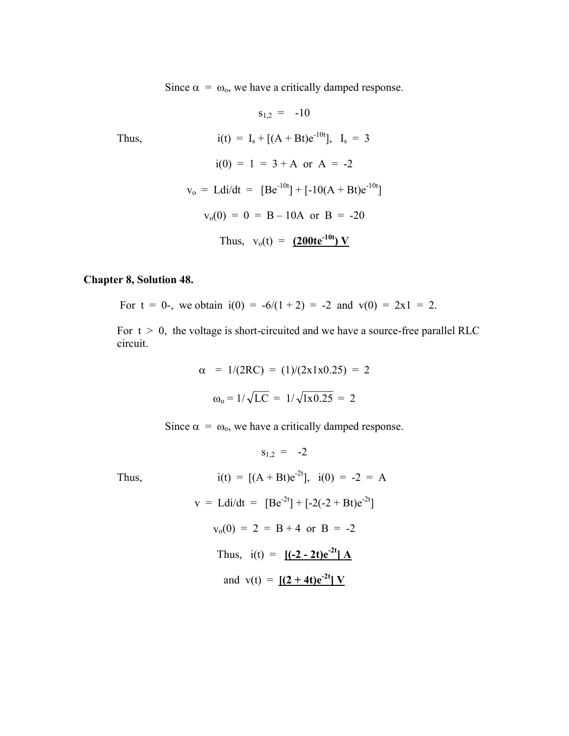Since $\alpha = \omega_o$, we have a critically damped response.

$$s_{1,2} = -10$$

Thus, $$i(t) = I_s + [(A + Bt)e^{-10t}], \quad I_s = 3$$

$$i(0) = 1 = 3 + A \text{ or } A = -2$$

$$v_o = Ldi/dt = [Be^{-10t}] + [-10(A + Bt)e^{-10t}]$$

$$v_o(0) = 0 = B - 10A \text{ or } B = -20$$

Thus, $v_o(t) = \underline{\mathbf{(200te^{-10t})\ V}}$

**Chapter 8, Solution 48.**

For $t = 0-$, we obtain $i(0) = -6/(1 + 2) = -2$ and $v(0) = 2x1 = 2$.

For $t > 0$, the voltage is short-circuited and we have a source-free parallel RLC circuit.

$$\alpha = 1/(2RC) = (1)/(2x1x0.25) = 2$$

$$\omega_o = 1/\sqrt{LC} = 1/\sqrt{1x0.25} = 2$$

Since $\alpha = \omega_o$, we have a critically damped response.

$$s_{1,2} = -2$$

Thus, $$i(t) = [(A + Bt)e^{-2t}], \quad i(0) = -2 = A$$

$$v = Ldi/dt = [Be^{-2t}] + [-2(-2 + Bt)e^{-2t}]$$

$$v_o(0) = 2 = B + 4 \text{ or } B = -2$$

Thus, $i(t) = \underline{\mathbf{[(-2 - 2t)e^{-2t}]\ A}}$

and $v(t) = \underline{\mathbf{[(2 + 4t)e^{-2t}]\ V}}$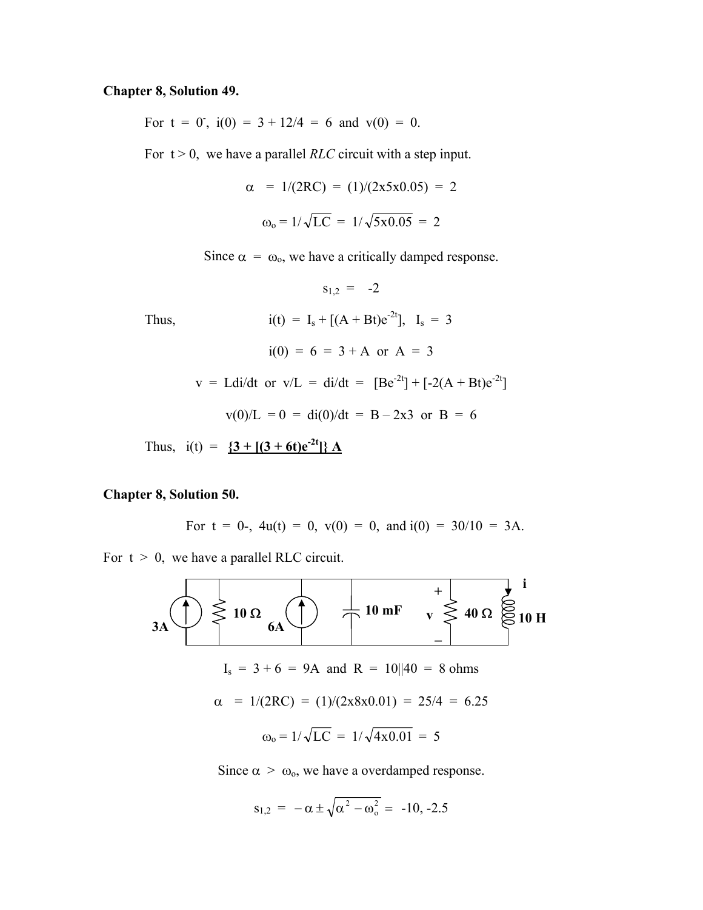**Chapter 8, Solution 49.**

For $t = 0^-$, $i(0) = 3 + 12/4 = 6$ and $v(0) = 0$.

For $t > 0$, we have a parallel *RLC* circuit with a step input.

$$\alpha = 1/(2RC) = (1)/(2\text{x}5\text{x}0.05) = 2$$

$$\omega_o = 1/\sqrt{LC} = 1/\sqrt{5\text{x}0.05} = 2$$

Since $\alpha = \omega_o$, we have a critically damped response.

$$s_{1,2} = -2$$

Thus, $$i(t) = I_s + [(A + Bt)e^{-2t}], \quad I_s = 3$$

$$i(0) = 6 = 3 + A \text{ or } A = 3$$

$$v = Ldi/dt \text{ or } v/L = di/dt = [Be^{-2t}] + [-2(A + Bt)e^{-2t}]$$

$$v(0)/L = 0 = di(0)/dt = B - 2\text{x}3 \text{ or } B = 6$$

Thus, $i(t) =$ $\underline{\{3 + [(3 + 6t)e^{-2t}]\}\text{ A}}$

**Chapter 8, Solution 50.**

For $t = 0-$, $4u(t) = 0$, $v(0) = 0$, and $i(0) = 30/10 = 3\text{A}$.

For $t > 0$, we have a parallel RLC circuit.

$$I_s = 3 + 6 = 9\text{A} \text{ and } R = 10||40 = 8 \text{ ohms}$$

$$\alpha = 1/(2RC) = (1)/(2\text{x}8\text{x}0.01) = 25/4 = 6.25$$

$$\omega_o = 1/\sqrt{LC} = 1/\sqrt{4\text{x}0.01} = 5$$

Since $\alpha > \omega_o$, we have a overdamped response.

$$s_{1,2} = -\alpha \pm \sqrt{\alpha^2 - \omega_o^2} = -10, -2.5$$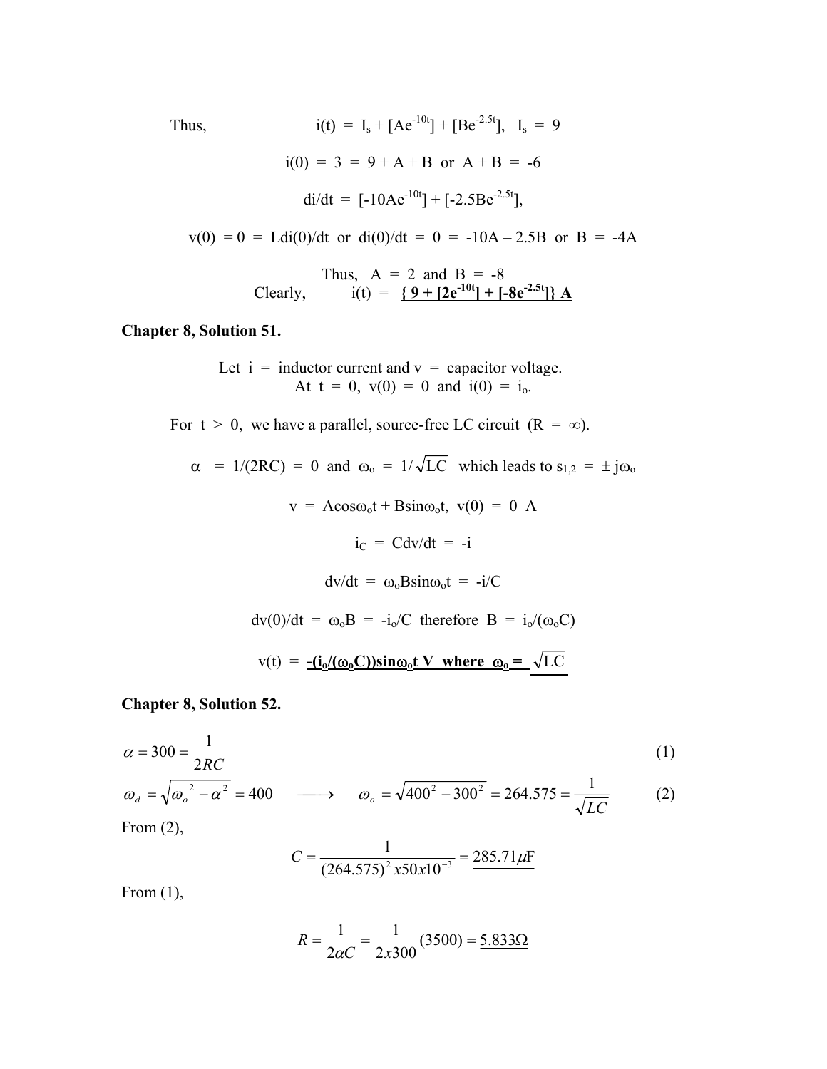Thus, $i(t) = I_s + [Ae^{-10t}] + [Be^{-2.5t}]$, $I_s = 9$

$i(0) = 3 = 9 + A + B$ or $A + B = -6$

$di/dt = [-10Ae^{-10t}] + [-2.5Be^{-2.5t}]$,

$v(0) = 0 = Ldi(0)/dt$ or $di(0)/dt = 0 = -10A - 2.5B$ or $B = -4A$

Thus, $A = 2$ and $B = -8$

Clearly, $i(t) =$ **$\{9 + [2e^{-10t}] + [-8e^{-2.5t}]\}$ A**

**Chapter 8, Solution 51.**

Let i = inductor current and v = capacitor voltage.
At t = 0, $v(0) = 0$ and $i(0) = i_o$.

For t > 0, we have a parallel, source-free LC circuit ($R = \infty$).

$\alpha = 1/(2RC) = 0$ and $\omega_o = 1/\sqrt{LC}$ which leads to $s_{1,2} = \pm j\omega_o$

$v = A\cos\omega_o t + B\sin\omega_o t$, $v(0) = 0$ A

$i_C = Cdv/dt = -i$

$dv/dt = \omega_o B\sin\omega_o t = -i/C$

$dv(0)/dt = \omega_o B = -i_o/C$ therefore $B = i_o/(\omega_o C)$

$v(t) =$ **$-(i_o/(\omega_o C))\sin\omega_o t$ V where $\omega_o = \sqrt{LC}$**

**Chapter 8, Solution 52.**

$$\alpha = 300 = \frac{1}{2RC} \qquad (1)$$

$$\omega_d = \sqrt{\omega_o^2 - \alpha^2} = 400 \longrightarrow \omega_o = \sqrt{400^2 - 300^2} = 264.575 = \frac{1}{\sqrt{LC}} \qquad (2)$$

From (2),

$$C = \frac{1}{(264.575)^2 x 50 x 10^{-3}} = \underline{285.71\mu\text{F}}$$

From (1),

$$R = \frac{1}{2\alpha C} = \frac{1}{2x300}(3500) = \underline{5.833\Omega}$$